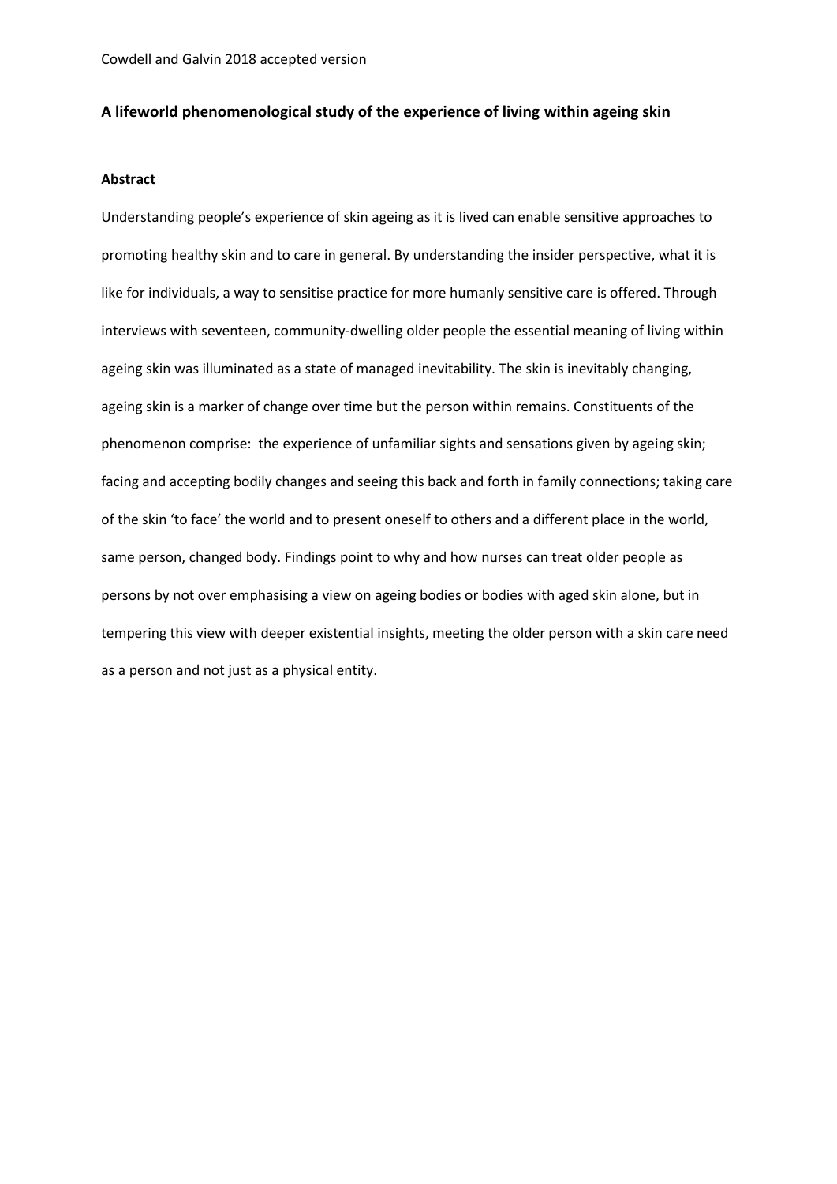## A lifeworld phenomenological study of the experience of living within ageing skin

### Abstract

Understanding people's experience of skin ageing as it is lived can enable sensitive approaches to promoting healthy skin and to care in general. By understanding the insider perspective, what it is like for individuals, a way to sensitise practice for more humanly sensitive care is offered. Through interviews with seventeen, community-dwelling older people the essential meaning of living within ageing skin was illuminated as a state of managed inevitability. The skin is inevitably changing, ageing skin is a marker of change over time but the person within remains. Constituents of the phenomenon comprise: the experience of unfamiliar sights and sensations given by ageing skin; facing and accepting bodily changes and seeing this back and forth in family connections; taking care of the skin 'to face' the world and to present oneself to others and a different place in the world, same person, changed body. Findings point to why and how nurses can treat older people as persons by not over emphasising a view on ageing bodies or bodies with aged skin alone, but in tempering this view with deeper existential insights, meeting the older person with a skin care need as a person and not just as a physical entity.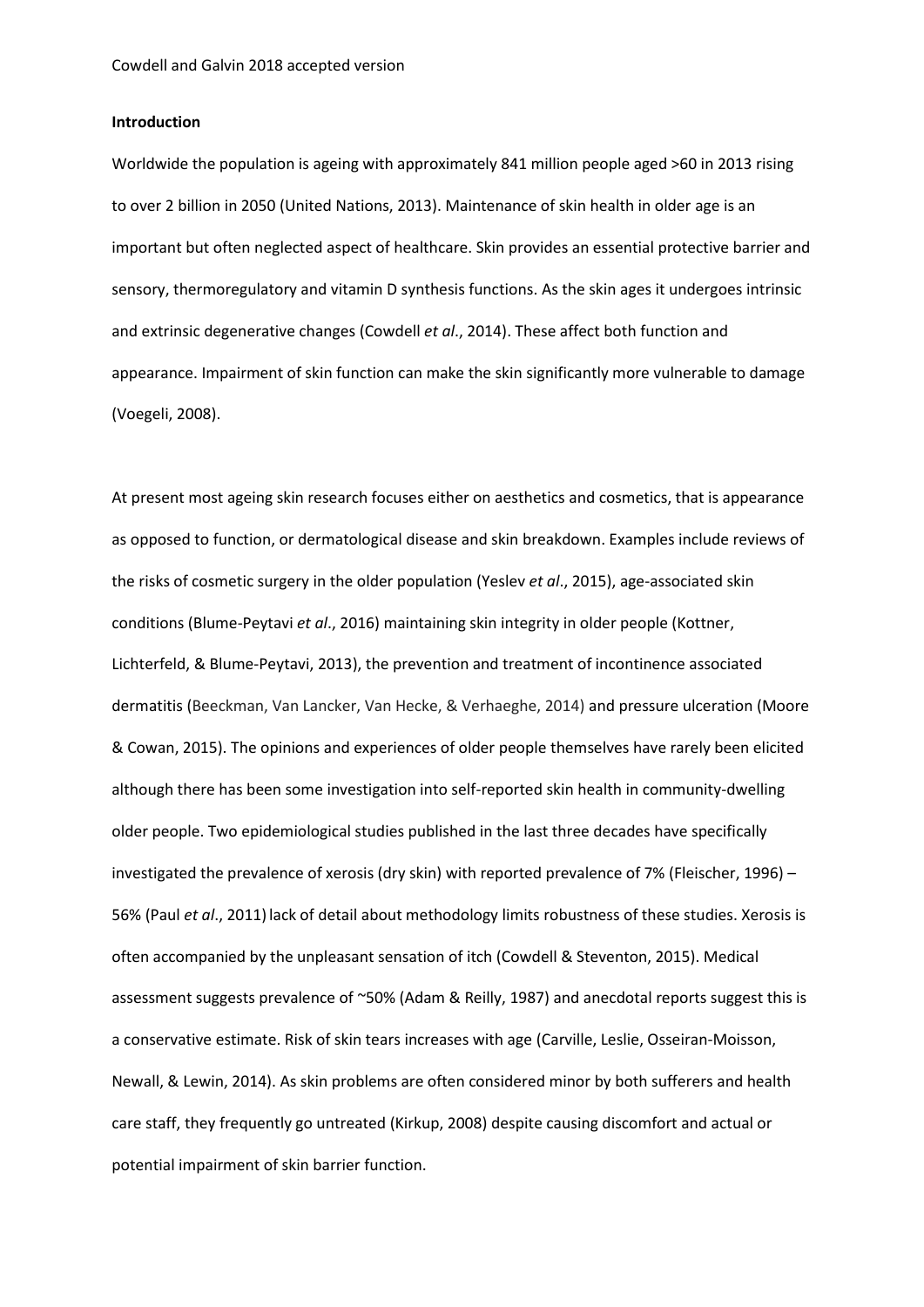**Introduction**

Worldwide the population is ageing with approximately 841 million people aged >60 in 2013 rising to over 2 billion in 2050 (United Nations, 2013). Maintenance of skin health in older age is an important but often neglected aspect of healthcare. Skin provides an essential protective barrier and sensory, thermoregulatory and vitamin D synthesis functions. As the skin ages it undergoes intrinsic and extrinsic degenerative changes (Cowdell *et al*., 2014). These affect both function and appearance. Impairment of skin function can make the skin significantly more vulnerable to damage (Voegeli, 2008).

At present most ageing skin research focuses either on aesthetics and cosmetics, that is appearance as opposed to function, or dermatological disease and skin breakdown. Examples include reviews of the risks of cosmetic surgery in the older population (Yeslev *et al*., 2015), age-associated skin conditions (Blume-Peytavi *et al*., 2016) maintaining skin integrity in older people (Kottner, Lichterfeld, & Blume-Peytavi, 2013), the prevention and treatment of incontinence associated dermatitis (Beeckman, Van Lancker, Van Hecke, & Verhaeghe, 2014) and pressure ulceration (Moore & Cowan, 2015). The opinions and experiences of older people themselves have rarely been elicited although there has been some investigation into self-reported skin health in community-dwelling older people. Two epidemiological studies published in the last three decades have specifically investigated the prevalence of xerosis (dry skin) with reported prevalence of 7% (Fleischer, 1996) – 56% (Paul *et al*., 2011) lack of detail about methodology limits robustness of these studies. Xerosis is often accompanied by the unpleasant sensation of itch (Cowdell & Steventon, 2015). Medical assessment suggests prevalence of ~50% (Adam & Reilly, 1987) and anecdotal reports suggest this is a conservative estimate. Risk of skin tears increases with age (Carville, Leslie, Osseiran-Moisson, Newall, & Lewin, 2014). As skin problems are often considered minor by both sufferers and health care staff, they frequently go untreated (Kirkup, 2008) despite causing discomfort and actual or potential impairment of skin barrier function.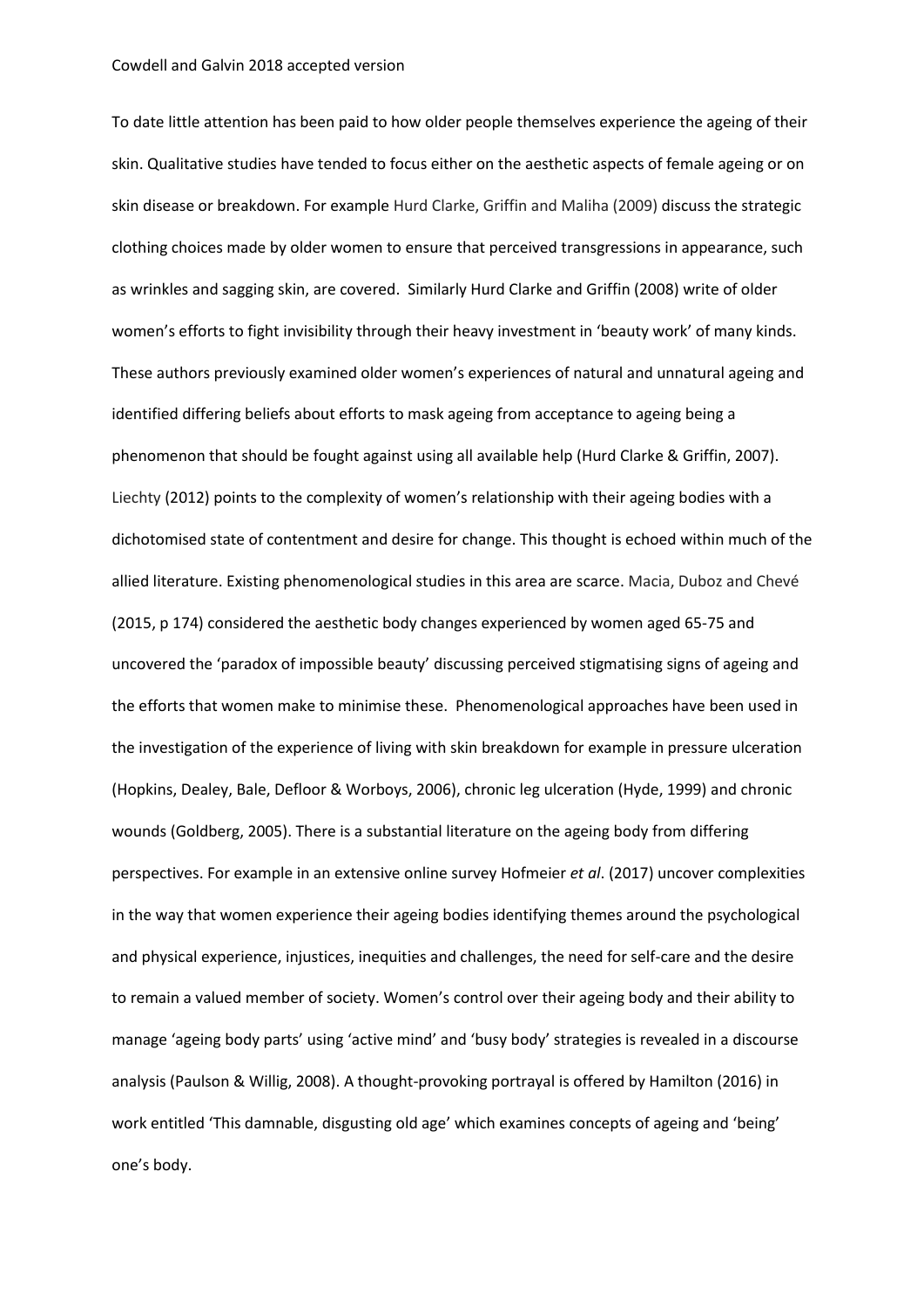To date little attention has been paid to how older people themselves experience the ageing of their skin. Qualitative studies have tended to focus either on the aesthetic aspects of female ageing or on skin disease or breakdown. For example Hurd Clarke, Griffin and Maliha (2009) discuss the strategic clothing choices made by older women to ensure that perceived transgressions in appearance, such as wrinkles and sagging skin, are covered. Similarly Hurd Clarke and Griffin (2008) write of older women's efforts to fight invisibility through their heavy investment in 'beauty work' of many kinds. These authors previously examined older women's experiences of natural and unnatural ageing and identified differing beliefs about efforts to mask ageing from acceptance to ageing being a phenomenon that should be fought against using all available help (Hurd Clarke & Griffin, 2007). Liechty (2012) points to the complexity of women's relationship with their ageing bodies with a dichotomised state of contentment and desire for change. This thought is echoed within much of the allied literature. Existing phenomenological studies in this area are scarce. Macia, Duboz and Chevé (2015, p 174) considered the aesthetic body changes experienced by women aged 65-75 and uncovered the 'paradox of impossible beauty' discussing perceived stigmatising signs of ageing and the efforts that women make to minimise these. Phenomenological approaches have been used in the investigation of the experience of living with skin breakdown for example in pressure ulceration (Hopkins, Dealey, Bale, Defloor & Worboys, 2006), chronic leg ulceration (Hyde, 1999) and chronic wounds (Goldberg, 2005). There is a substantial literature on the ageing body from differing perspectives. For example in an extensive online survey Hofmeier *et al*. (2017) uncover complexities in the way that women experience their ageing bodies identifying themes around the psychological and physical experience, injustices, inequities and challenges, the need for self-care and the desire to remain a valued member of society. Women's control over their ageing body and their ability to manage 'ageing body parts' using 'active mind' and 'busy body' strategies is revealed in a discourse analysis (Paulson & Willig, 2008). A thought-provoking portrayal is offered by Hamilton (2016) in work entitled 'This damnable, disgusting old age' which examines concepts of ageing and 'being' one's body.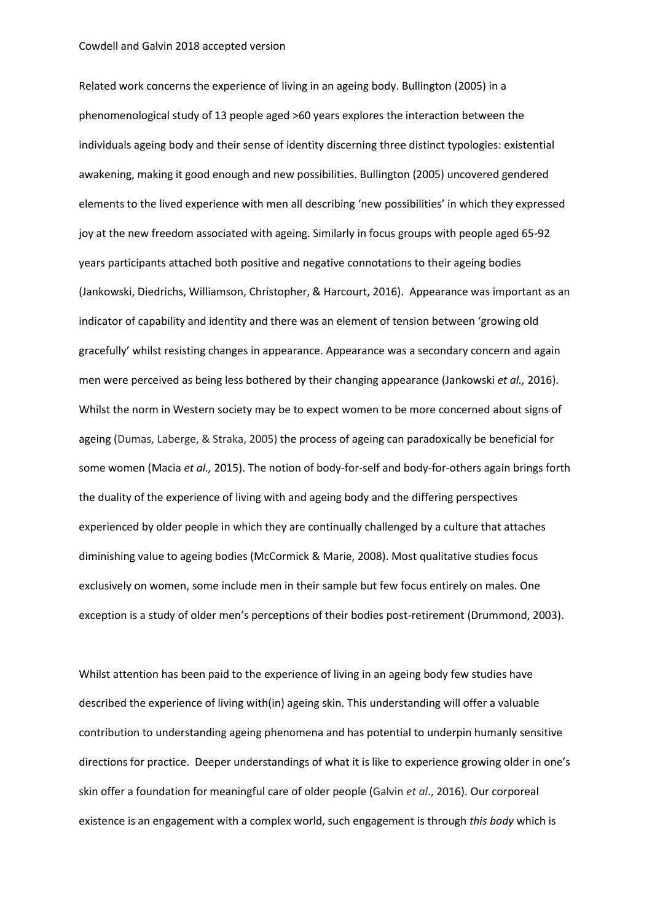Related work concerns the experience of living in an ageing body. Bullington (2005) in a phenomenological study of 13 people aged >60 years explores the interaction between the individuals ageing body and their sense of identity discerning three distinct typologies: existential awakening, making it good enough and new possibilities. Bullington (2005) uncovered gendered elements to the lived experience with men all describing 'new possibilities' in which they expressed joy at the new freedom associated with ageing. Similarly in focus groups with people aged 65-92 years participants attached both positive and negative connotations to their ageing bodies (Jankowski, Diedrichs, Williamson, Christopher, & Harcourt, 2016). Appearance was important as an indicator of capability and identity and there was an element of tension between 'growing old gracefully' whilst resisting changes in appearance. Appearance was a secondary concern and again men were perceived as being less bothered by their changing appearance (Jankowski *et al.,* 2016). Whilst the norm in Western society may be to expect women to be more concerned about signs of ageing (Dumas, Laberge, & Straka, 2005) the process of ageing can paradoxically be beneficial for some women (Macia *et al.,* 2015). The notion of body-for-self and body-for-others again brings forth the duality of the experience of living with and ageing body and the differing perspectives experienced by older people in which they are continually challenged by a culture that attaches diminishing value to ageing bodies (McCormick & Marie, 2008). Most qualitative studies focus exclusively on women, some include men in their sample but few focus entirely on males. One exception is a study of older men's perceptions of their bodies post-retirement (Drummond, 2003).

Whilst attention has been paid to the experience of living in an ageing body few studies have described the experience of living with(in) ageing skin. This understanding will offer a valuable contribution to understanding ageing phenomena and has potential to underpin humanly sensitive directions for practice. Deeper understandings of what it is like to experience growing older in one's skin offer a foundation for meaningful care of older people (Galvin *et al*., 2016). Our corporeal existence is an engagement with a complex world, such engagement is through *this body* which is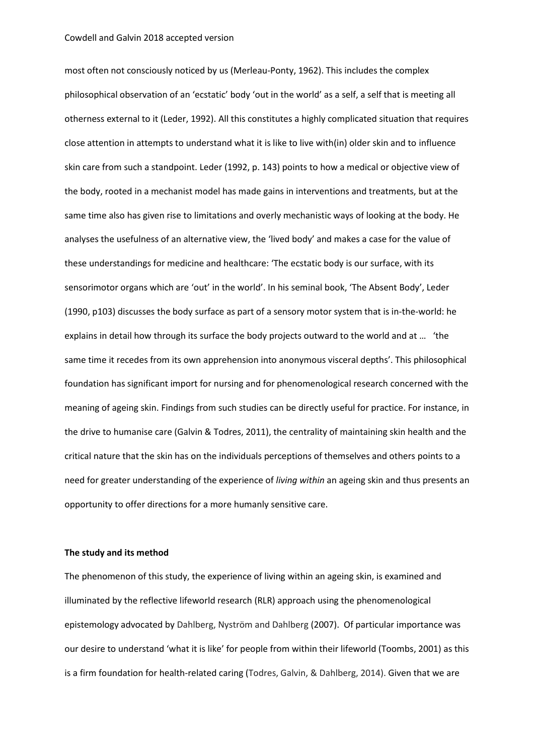most often not consciously noticed by us (Merleau-Ponty, 1962). This includes the complex philosophical observation of an 'ecstatic' body 'out in the world' as a self, a self that is meeting all otherness external to it (Leder, 1992). All this constitutes a highly complicated situation that requires close attention in attempts to understand what it is like to live with(in) older skin and to influence skin care from such a standpoint. Leder (1992, p. 143) points to how a medical or objective view of the body, rooted in a mechanist model has made gains in interventions and treatments, but at the same time also has given rise to limitations and overly mechanistic ways of looking at the body. He analyses the usefulness of an alternative view, the 'lived body' and makes a case for the value of these understandings for medicine and healthcare: 'The ecstatic body is our surface, with its sensorimotor organs which are 'out' in the world'. In his seminal book, 'The Absent Body', Leder (1990, p103) discusses the body surface as part of a sensory motor system that is in-the-world: he explains in detail how through its surface the body projects outward to the world and at … 'the same time it recedes from its own apprehension into anonymous visceral depths'. This philosophical foundation has significant import for nursing and for phenomenological research concerned with the meaning of ageing skin. Findings from such studies can be directly useful for practice. For instance, in the drive to humanise care (Galvin & Todres, 2011), the centrality of maintaining skin health and the critical nature that the skin has on the individuals perceptions of themselves and others points to a need for greater understanding of the experience of *living within* an ageing skin and thus presents an opportunity to offer directions for a more humanly sensitive care.

**The study and its method**

The phenomenon of this study, the experience of living within an ageing skin, is examined and illuminated by the reflective lifeworld research (RLR) approach using the phenomenological epistemology advocated by Dahlberg, Nyström and Dahlberg (2007). Of particular importance was our desire to understand 'what it is like' for people from within their lifeworld (Toombs, 2001) as this is a firm foundation for health-related caring (Todres, Galvin, & Dahlberg, 2014). Given that we are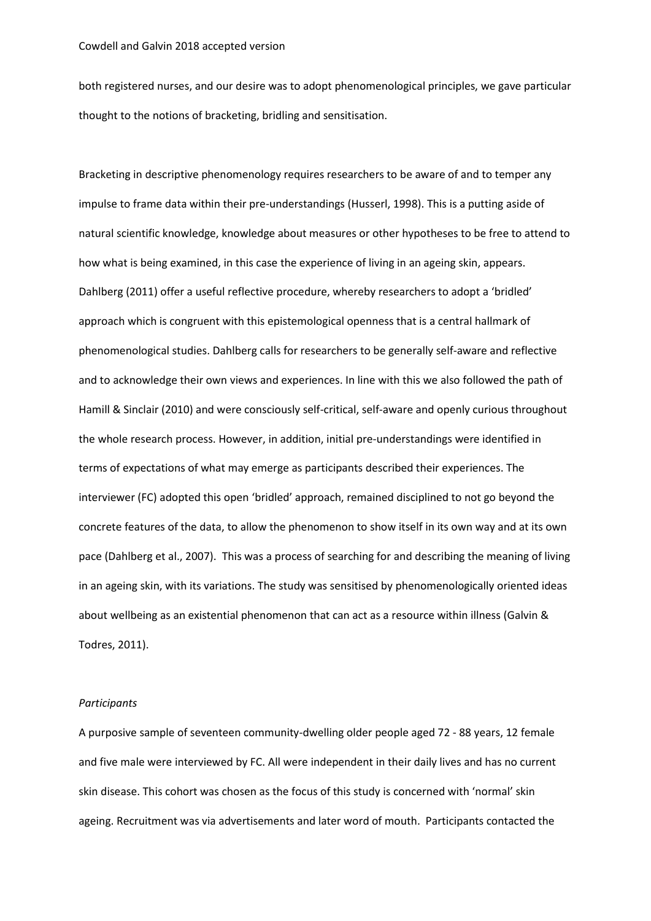both registered nurses, and our desire was to adopt phenomenological principles, we gave particular thought to the notions of bracketing, bridling and sensitisation.

Bracketing in descriptive phenomenology requires researchers to be aware of and to temper any impulse to frame data within their pre-understandings (Husserl, 1998). This is a putting aside of natural scientific knowledge, knowledge about measures or other hypotheses to be free to attend to how what is being examined, in this case the experience of living in an ageing skin, appears. Dahlberg (2011) offer a useful reflective procedure, whereby researchers to adopt a 'bridled' approach which is congruent with this epistemological openness that is a central hallmark of phenomenological studies. Dahlberg calls for researchers to be generally self-aware and reflective and to acknowledge their own views and experiences. In line with this we also followed the path of Hamill & Sinclair (2010) and were consciously self-critical, self-aware and openly curious throughout the whole research process. However, in addition, initial pre-understandings were identified in terms of expectations of what may emerge as participants described their experiences. The interviewer (FC) adopted this open 'bridled' approach, remained disciplined to not go beyond the concrete features of the data, to allow the phenomenon to show itself in its own way and at its own pace (Dahlberg et al., 2007). This was a process of searching for and describing the meaning of living in an ageing skin, with its variations. The study was sensitised by phenomenologically oriented ideas about wellbeing as an existential phenomenon that can act as a resource within illness (Galvin & Todres, 2011).

*Participants*

A purposive sample of seventeen community-dwelling older people aged 72 - 88 years, 12 female and five male were interviewed by FC. All were independent in their daily lives and has no current skin disease. This cohort was chosen as the focus of this study is concerned with 'normal' skin ageing. Recruitment was via advertisements and later word of mouth. Participants contacted the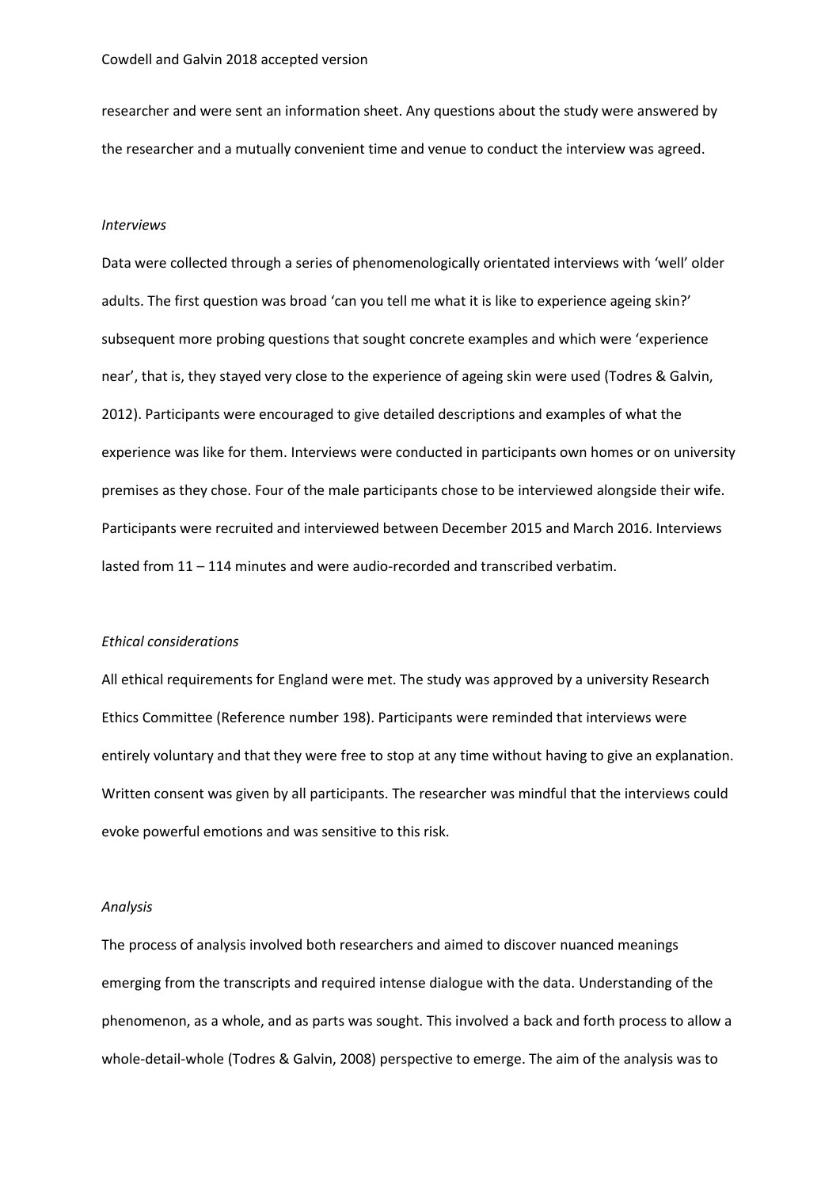researcher and were sent an information sheet. Any questions about the study were answered by the researcher and a mutually convenient time and venue to conduct the interview was agreed.

*Interviews*

Data were collected through a series of phenomenologically orientated interviews with 'well' older adults. The first question was broad 'can you tell me what it is like to experience ageing skin?' subsequent more probing questions that sought concrete examples and which were 'experience near', that is, they stayed very close to the experience of ageing skin were used (Todres & Galvin, 2012). Participants were encouraged to give detailed descriptions and examples of what the experience was like for them. Interviews were conducted in participants own homes or on university premises as they chose. Four of the male participants chose to be interviewed alongside their wife. Participants were recruited and interviewed between December 2015 and March 2016. Interviews lasted from 11 – 114 minutes and were audio-recorded and transcribed verbatim.

*Ethical considerations*

All ethical requirements for England were met. The study was approved by a university Research Ethics Committee (Reference number 198). Participants were reminded that interviews were entirely voluntary and that they were free to stop at any time without having to give an explanation. Written consent was given by all participants. The researcher was mindful that the interviews could evoke powerful emotions and was sensitive to this risk.

*Analysis*

The process of analysis involved both researchers and aimed to discover nuanced meanings emerging from the transcripts and required intense dialogue with the data. Understanding of the phenomenon, as a whole, and as parts was sought. This involved a back and forth process to allow a whole-detail-whole (Todres & Galvin, 2008) perspective to emerge. The aim of the analysis was to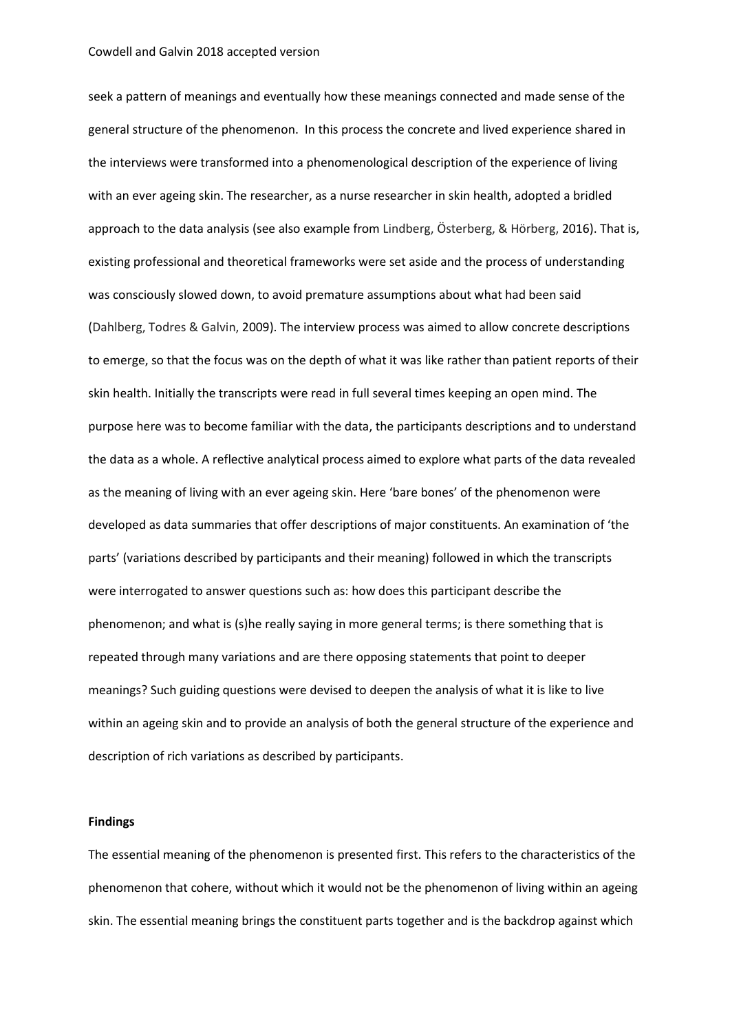seek a pattern of meanings and eventually how these meanings connected and made sense of the general structure of the phenomenon. In this process the concrete and lived experience shared in the interviews were transformed into a phenomenological description of the experience of living with an ever ageing skin. The researcher, as a nurse researcher in skin health, adopted a bridled approach to the data analysis (see also example from Lindberg, Österberg, & Hörberg, 2016). That is, existing professional and theoretical frameworks were set aside and the process of understanding was consciously slowed down, to avoid premature assumptions about what had been said (Dahlberg, Todres & Galvin, 2009). The interview process was aimed to allow concrete descriptions to emerge, so that the focus was on the depth of what it was like rather than patient reports of their skin health. Initially the transcripts were read in full several times keeping an open mind. The purpose here was to become familiar with the data, the participants descriptions and to understand the data as a whole. A reflective analytical process aimed to explore what parts of the data revealed as the meaning of living with an ever ageing skin. Here 'bare bones' of the phenomenon were developed as data summaries that offer descriptions of major constituents. An examination of 'the parts' (variations described by participants and their meaning) followed in which the transcripts were interrogated to answer questions such as: how does this participant describe the phenomenon; and what is (s)he really saying in more general terms; is there something that is repeated through many variations and are there opposing statements that point to deeper meanings? Such guiding questions were devised to deepen the analysis of what it is like to live within an ageing skin and to provide an analysis of both the general structure of the experience and description of rich variations as described by participants.

**Findings**

The essential meaning of the phenomenon is presented first. This refers to the characteristics of the phenomenon that cohere, without which it would not be the phenomenon of living within an ageing skin. The essential meaning brings the constituent parts together and is the backdrop against which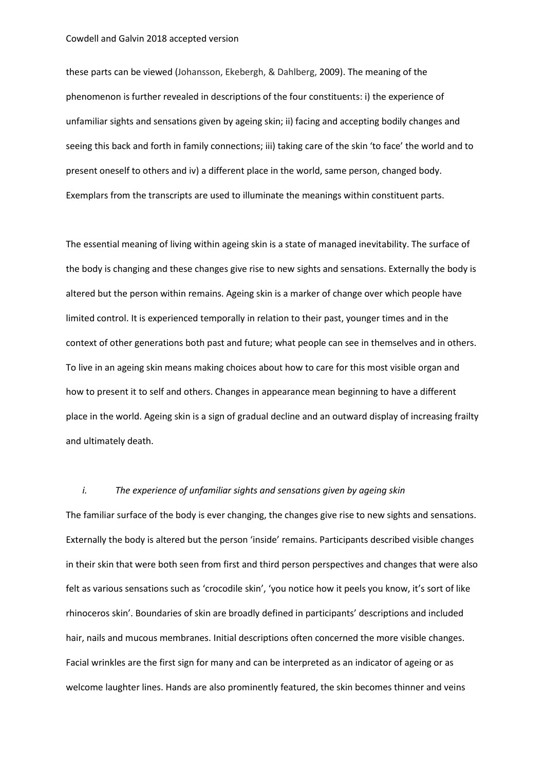these parts can be viewed (Johansson, Ekebergh, & Dahlberg, 2009). The meaning of the phenomenon is further revealed in descriptions of the four constituents: i) the experience of unfamiliar sights and sensations given by ageing skin; ii) facing and accepting bodily changes and seeing this back and forth in family connections; iii) taking care of the skin 'to face' the world and to present oneself to others and iv) a different place in the world, same person, changed body. Exemplars from the transcripts are used to illuminate the meanings within constituent parts.

The essential meaning of living within ageing skin is a state of managed inevitability. The surface of the body is changing and these changes give rise to new sights and sensations. Externally the body is altered but the person within remains. Ageing skin is a marker of change over which people have limited control. It is experienced temporally in relation to their past, younger times and in the context of other generations both past and future; what people can see in themselves and in others. To live in an ageing skin means making choices about how to care for this most visible organ and how to present it to self and others. Changes in appearance mean beginning to have a different place in the world. Ageing skin is a sign of gradual decline and an outward display of increasing frailty and ultimately death.

*i. The experience of unfamiliar sights and sensations given by ageing skin*

The familiar surface of the body is ever changing, the changes give rise to new sights and sensations. Externally the body is altered but the person 'inside' remains. Participants described visible changes in their skin that were both seen from first and third person perspectives and changes that were also felt as various sensations such as 'crocodile skin', 'you notice how it peels you know, it's sort of like rhinoceros skin'. Boundaries of skin are broadly defined in participants' descriptions and included hair, nails and mucous membranes. Initial descriptions often concerned the more visible changes. Facial wrinkles are the first sign for many and can be interpreted as an indicator of ageing or as welcome laughter lines. Hands are also prominently featured, the skin becomes thinner and veins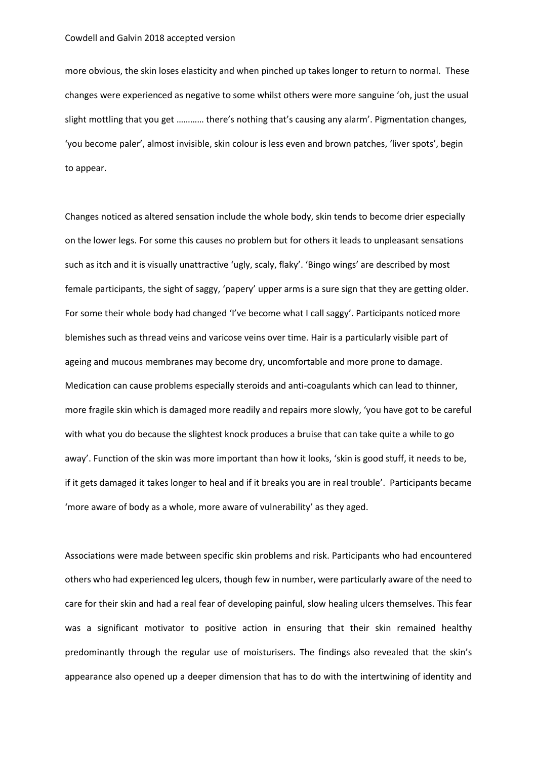more obvious, the skin loses elasticity and when pinched up takes longer to return to normal. These changes were experienced as negative to some whilst others were more sanguine 'oh, just the usual slight mottling that you get ………… there's nothing that's causing any alarm'. Pigmentation changes, 'you become paler', almost invisible, skin colour is less even and brown patches, 'liver spots', begin to appear.

Changes noticed as altered sensation include the whole body, skin tends to become drier especially on the lower legs. For some this causes no problem but for others it leads to unpleasant sensations such as itch and it is visually unattractive 'ugly, scaly, flaky'. 'Bingo wings' are described by most female participants, the sight of saggy, 'papery' upper arms is a sure sign that they are getting older. For some their whole body had changed 'I've become what I call saggy'. Participants noticed more blemishes such as thread veins and varicose veins over time. Hair is a particularly visible part of ageing and mucous membranes may become dry, uncomfortable and more prone to damage. Medication can cause problems especially steroids and anti-coagulants which can lead to thinner, more fragile skin which is damaged more readily and repairs more slowly, 'you have got to be careful with what you do because the slightest knock produces a bruise that can take quite a while to go away'. Function of the skin was more important than how it looks, 'skin is good stuff, it needs to be, if it gets damaged it takes longer to heal and if it breaks you are in real trouble'. Participants became 'more aware of body as a whole, more aware of vulnerability' as they aged.

Associations were made between specific skin problems and risk. Participants who had encountered others who had experienced leg ulcers, though few in number, were particularly aware of the need to care for their skin and had a real fear of developing painful, slow healing ulcers themselves. This fear was a significant motivator to positive action in ensuring that their skin remained healthy predominantly through the regular use of moisturisers. The findings also revealed that the skin's appearance also opened up a deeper dimension that has to do with the intertwining of identity and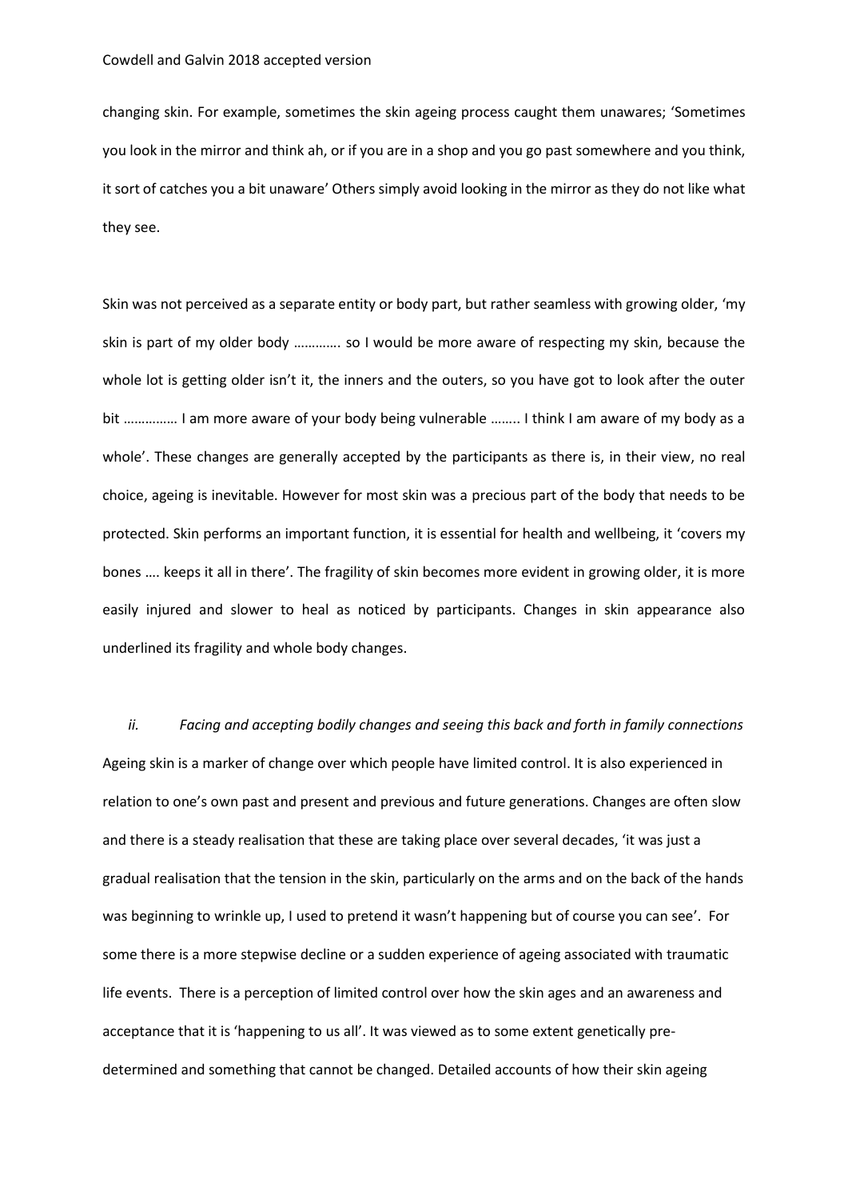changing skin. For example, sometimes the skin ageing process caught them unawares; 'Sometimes you look in the mirror and think ah, or if you are in a shop and you go past somewhere and you think, it sort of catches you a bit unaware' Others simply avoid looking in the mirror as they do not like what they see.

Skin was not perceived as a separate entity or body part, but rather seamless with growing older, 'my skin is part of my older body ………… so I would be more aware of respecting my skin, because the whole lot is getting older isn't it, the inners and the outers, so you have got to look after the outer bit …………… I am more aware of your body being vulnerable …….. I think I am aware of my body as a whole'. These changes are generally accepted by the participants as there is, in their view, no real choice, ageing is inevitable. However for most skin was a precious part of the body that needs to be protected. Skin performs an important function, it is essential for health and wellbeing, it 'covers my bones …. keeps it all in there'. The fragility of skin becomes more evident in growing older, it is more easily injured and slower to heal as noticed by participants. Changes in skin appearance also underlined its fragility and whole body changes.

*ii. Facing and accepting bodily changes and seeing this back and forth in family connections*

Ageing skin is a marker of change over which people have limited control. It is also experienced in relation to one's own past and present and previous and future generations. Changes are often slow and there is a steady realisation that these are taking place over several decades, 'it was just a gradual realisation that the tension in the skin, particularly on the arms and on the back of the hands was beginning to wrinkle up, I used to pretend it wasn't happening but of course you can see'. For some there is a more stepwise decline or a sudden experience of ageing associated with traumatic life events. There is a perception of limited control over how the skin ages and an awareness and acceptance that it is 'happening to us all'. It was viewed as to some extent genetically pre-determined and something that cannot be changed. Detailed accounts of how their skin ageing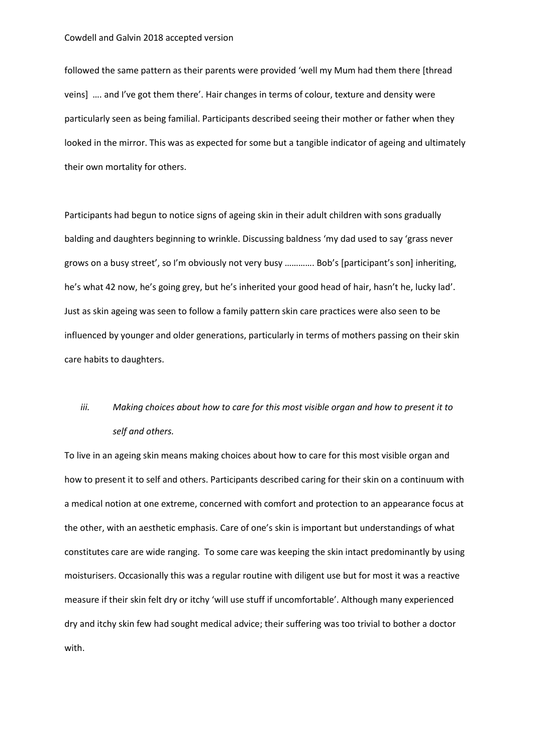followed the same pattern as their parents were provided 'well my Mum had them there [thread veins] …. and I've got them there'. Hair changes in terms of colour, texture and density were particularly seen as being familial. Participants described seeing their mother or father when they looked in the mirror. This was as expected for some but a tangible indicator of ageing and ultimately their own mortality for others.

Participants had begun to notice signs of ageing skin in their adult children with sons gradually balding and daughters beginning to wrinkle. Discussing baldness 'my dad used to say 'grass never grows on a busy street', so I'm obviously not very busy …………. Bob's [participant's son] inheriting, he's what 42 now, he's going grey, but he's inherited your good head of hair, hasn't he, lucky lad'. Just as skin ageing was seen to follow a family pattern skin care practices were also seen to be influenced by younger and older generations, particularly in terms of mothers passing on their skin care habits to daughters.

*iii. Making choices about how to care for this most visible organ and how to present it to self and others.*

To live in an ageing skin means making choices about how to care for this most visible organ and how to present it to self and others. Participants described caring for their skin on a continuum with a medical notion at one extreme, concerned with comfort and protection to an appearance focus at the other, with an aesthetic emphasis. Care of one's skin is important but understandings of what constitutes care are wide ranging. To some care was keeping the skin intact predominantly by using moisturisers. Occasionally this was a regular routine with diligent use but for most it was a reactive measure if their skin felt dry or itchy 'will use stuff if uncomfortable'. Although many experienced dry and itchy skin few had sought medical advice; their suffering was too trivial to bother a doctor with.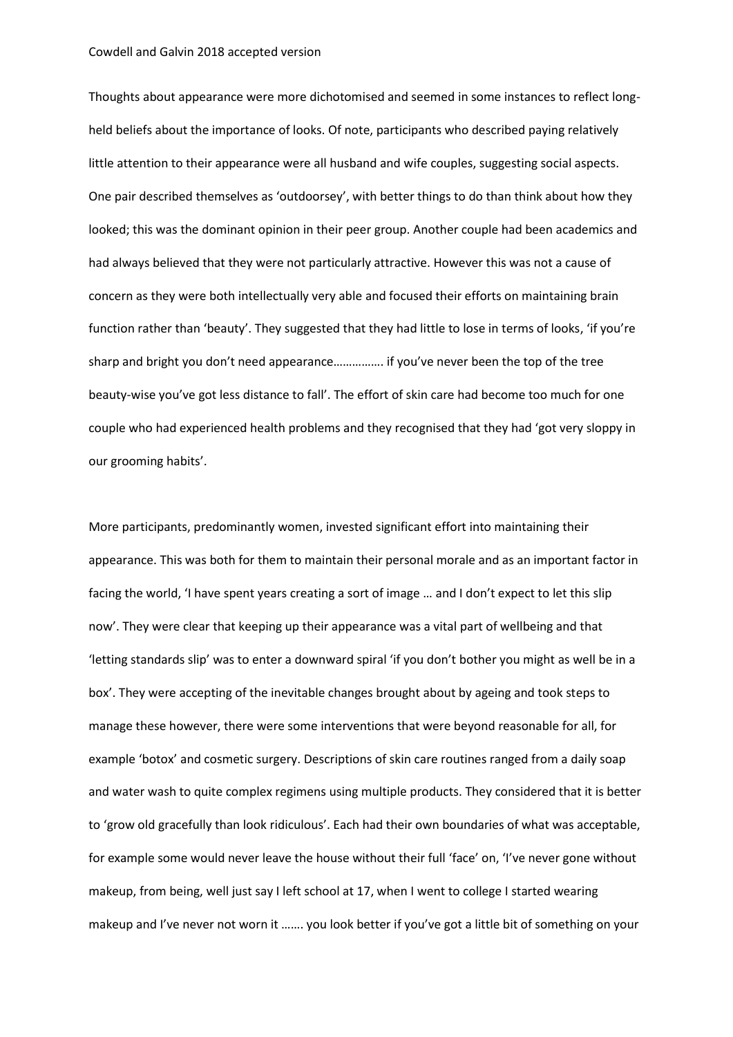Thoughts about appearance were more dichotomised and seemed in some instances to reflect long-held beliefs about the importance of looks. Of note, participants who described paying relatively little attention to their appearance were all husband and wife couples, suggesting social aspects. One pair described themselves as 'outdoorsey', with better things to do than think about how they looked; this was the dominant opinion in their peer group. Another couple had been academics and had always believed that they were not particularly attractive. However this was not a cause of concern as they were both intellectually very able and focused their efforts on maintaining brain function rather than 'beauty'. They suggested that they had little to lose in terms of looks, 'if you're sharp and bright you don't need appearance……………. if you've never been the top of the tree beauty-wise you've got less distance to fall'. The effort of skin care had become too much for one couple who had experienced health problems and they recognised that they had 'got very sloppy in our grooming habits'.

More participants, predominantly women, invested significant effort into maintaining their appearance. This was both for them to maintain their personal morale and as an important factor in facing the world, 'I have spent years creating a sort of image … and I don't expect to let this slip now'. They were clear that keeping up their appearance was a vital part of wellbeing and that 'letting standards slip' was to enter a downward spiral 'if you don't bother you might as well be in a box'. They were accepting of the inevitable changes brought about by ageing and took steps to manage these however, there were some interventions that were beyond reasonable for all, for example 'botox' and cosmetic surgery. Descriptions of skin care routines ranged from a daily soap and water wash to quite complex regimens using multiple products. They considered that it is better to 'grow old gracefully than look ridiculous'. Each had their own boundaries of what was acceptable, for example some would never leave the house without their full 'face' on, 'I've never gone without makeup, from being, well just say I left school at 17, when I went to college I started wearing makeup and I've never not worn it ……. you look better if you've got a little bit of something on your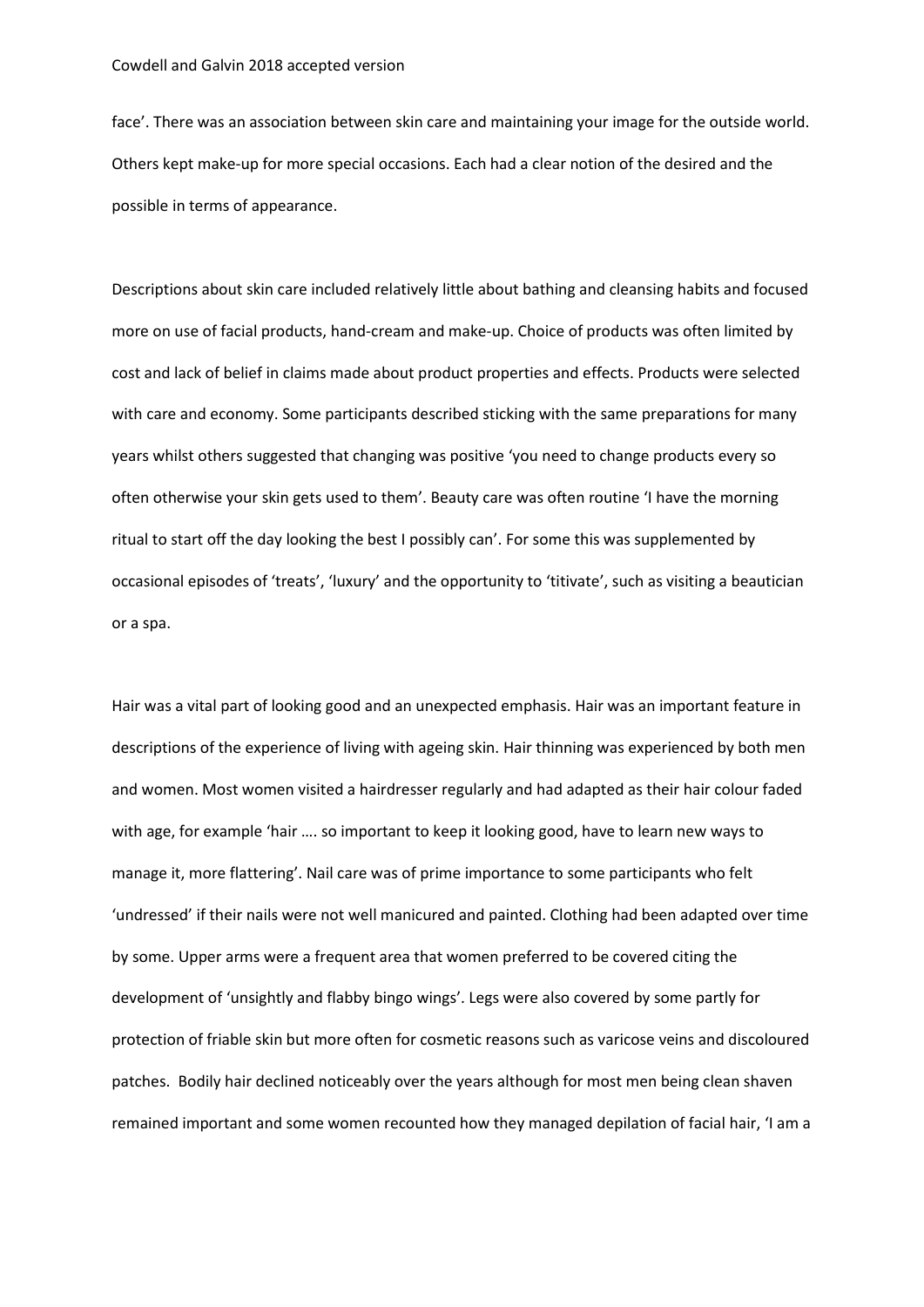face'. There was an association between skin care and maintaining your image for the outside world. Others kept make-up for more special occasions. Each had a clear notion of the desired and the possible in terms of appearance.

Descriptions about skin care included relatively little about bathing and cleansing habits and focused more on use of facial products, hand-cream and make-up. Choice of products was often limited by cost and lack of belief in claims made about product properties and effects. Products were selected with care and economy. Some participants described sticking with the same preparations for many years whilst others suggested that changing was positive 'you need to change products every so often otherwise your skin gets used to them'. Beauty care was often routine 'I have the morning ritual to start off the day looking the best I possibly can'. For some this was supplemented by occasional episodes of 'treats', 'luxury' and the opportunity to 'titivate', such as visiting a beautician or a spa.

Hair was a vital part of looking good and an unexpected emphasis. Hair was an important feature in descriptions of the experience of living with ageing skin. Hair thinning was experienced by both men and women. Most women visited a hairdresser regularly and had adapted as their hair colour faded with age, for example 'hair …. so important to keep it looking good, have to learn new ways to manage it, more flattering'. Nail care was of prime importance to some participants who felt 'undressed' if their nails were not well manicured and painted. Clothing had been adapted over time by some. Upper arms were a frequent area that women preferred to be covered citing the development of 'unsightly and flabby bingo wings'. Legs were also covered by some partly for protection of friable skin but more often for cosmetic reasons such as varicose veins and discoloured patches. Bodily hair declined noticeably over the years although for most men being clean shaven remained important and some women recounted how they managed depilation of facial hair, 'I am a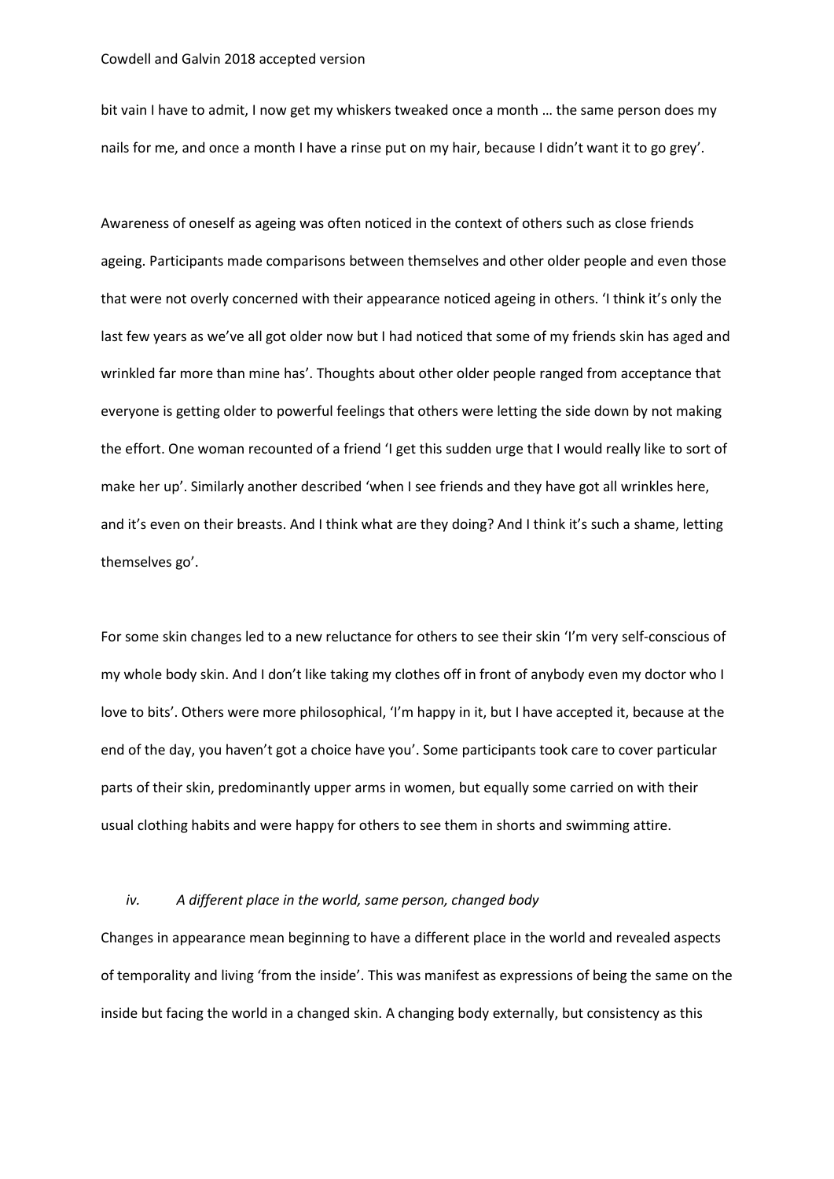bit vain I have to admit, I now get my whiskers tweaked once a month … the same person does my nails for me, and once a month I have a rinse put on my hair, because I didn't want it to go grey'.

Awareness of oneself as ageing was often noticed in the context of others such as close friends ageing. Participants made comparisons between themselves and other older people and even those that were not overly concerned with their appearance noticed ageing in others. 'I think it's only the last few years as we've all got older now but I had noticed that some of my friends skin has aged and wrinkled far more than mine has'. Thoughts about other older people ranged from acceptance that everyone is getting older to powerful feelings that others were letting the side down by not making the effort. One woman recounted of a friend 'I get this sudden urge that I would really like to sort of make her up'. Similarly another described 'when I see friends and they have got all wrinkles here, and it's even on their breasts. And I think what are they doing? And I think it's such a shame, letting themselves go'.

For some skin changes led to a new reluctance for others to see their skin 'I'm very self-conscious of my whole body skin. And I don't like taking my clothes off in front of anybody even my doctor who I love to bits'. Others were more philosophical, 'I'm happy in it, but I have accepted it, because at the end of the day, you haven't got a choice have you'. Some participants took care to cover particular parts of their skin, predominantly upper arms in women, but equally some carried on with their usual clothing habits and were happy for others to see them in shorts and swimming attire.

*iv. A different place in the world, same person, changed body*

Changes in appearance mean beginning to have a different place in the world and revealed aspects of temporality and living 'from the inside'. This was manifest as expressions of being the same on the inside but facing the world in a changed skin. A changing body externally, but consistency as this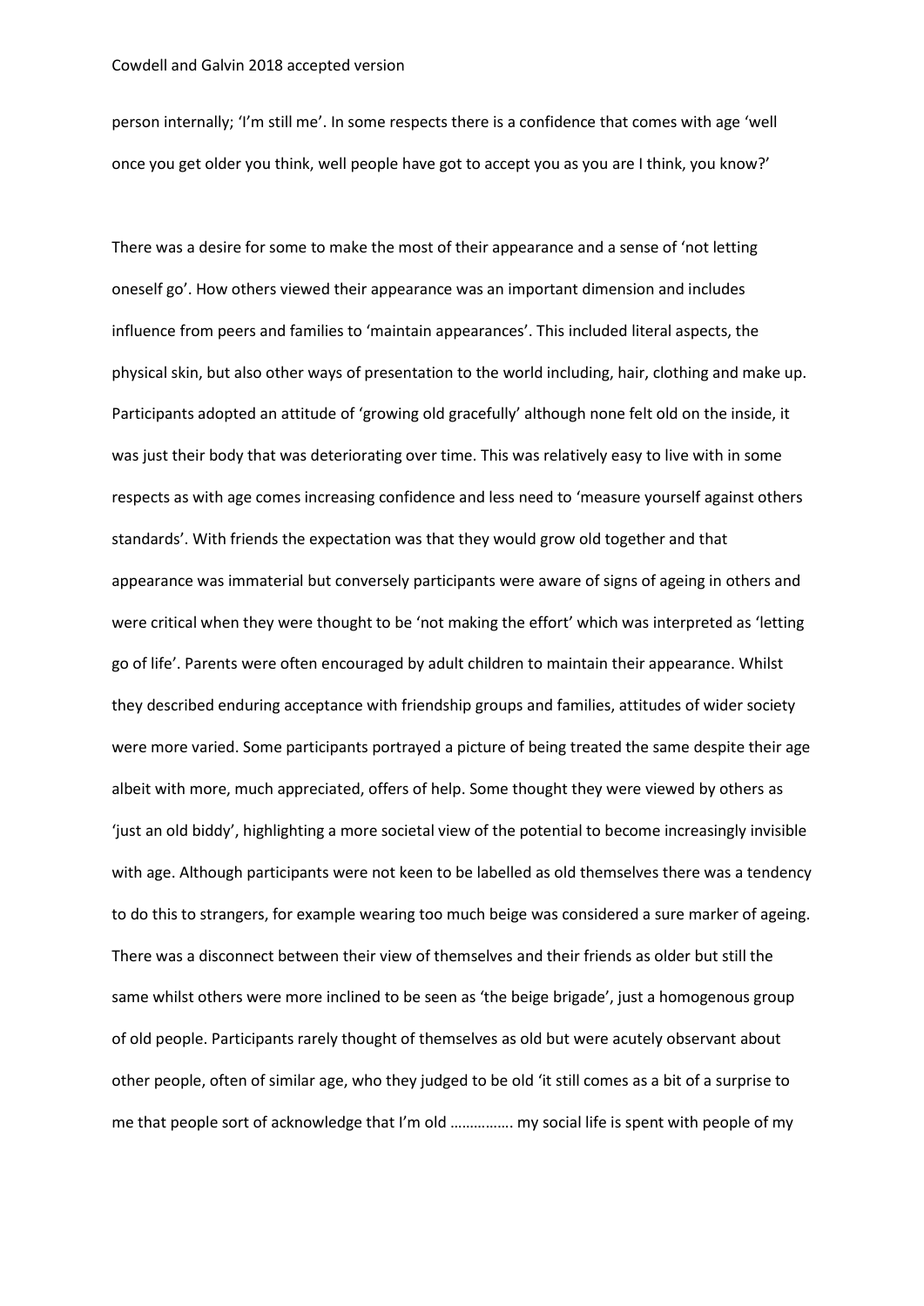person internally; 'I'm still me'. In some respects there is a confidence that comes with age 'well once you get older you think, well people have got to accept you as you are I think, you know?'

There was a desire for some to make the most of their appearance and a sense of 'not letting oneself go'. How others viewed their appearance was an important dimension and includes influence from peers and families to 'maintain appearances'. This included literal aspects, the physical skin, but also other ways of presentation to the world including, hair, clothing and make up. Participants adopted an attitude of 'growing old gracefully' although none felt old on the inside, it was just their body that was deteriorating over time. This was relatively easy to live with in some respects as with age comes increasing confidence and less need to 'measure yourself against others standards'. With friends the expectation was that they would grow old together and that appearance was immaterial but conversely participants were aware of signs of ageing in others and were critical when they were thought to be 'not making the effort' which was interpreted as 'letting go of life'. Parents were often encouraged by adult children to maintain their appearance. Whilst they described enduring acceptance with friendship groups and families, attitudes of wider society were more varied. Some participants portrayed a picture of being treated the same despite their age albeit with more, much appreciated, offers of help. Some thought they were viewed by others as 'just an old biddy', highlighting a more societal view of the potential to become increasingly invisible with age. Although participants were not keen to be labelled as old themselves there was a tendency to do this to strangers, for example wearing too much beige was considered a sure marker of ageing. There was a disconnect between their view of themselves and their friends as older but still the same whilst others were more inclined to be seen as 'the beige brigade', just a homogenous group of old people. Participants rarely thought of themselves as old but were acutely observant about other people, often of similar age, who they judged to be old 'it still comes as a bit of a surprise to me that people sort of acknowledge that I'm old ……………. my social life is spent with people of my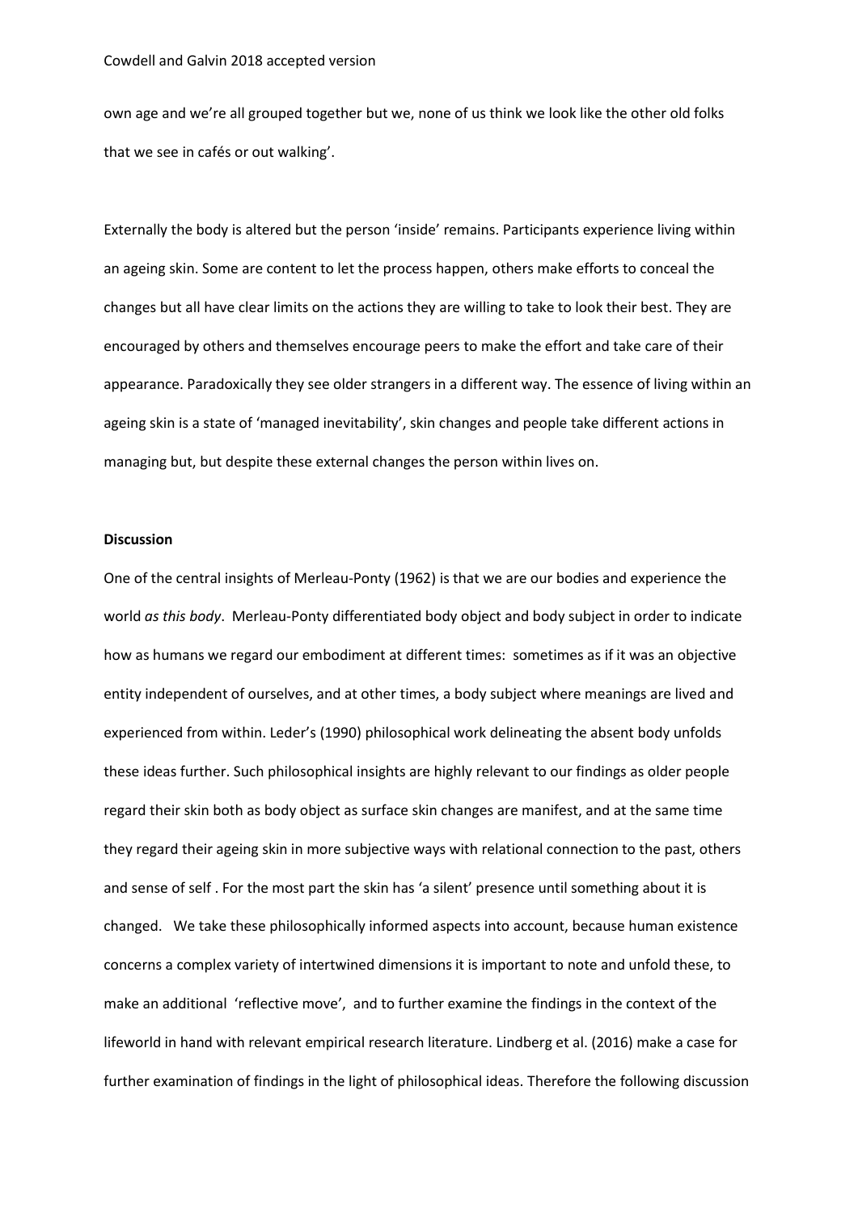own age and we're all grouped together but we, none of us think we look like the other old folks that we see in cafés or out walking'.

Externally the body is altered but the person 'inside' remains. Participants experience living within an ageing skin. Some are content to let the process happen, others make efforts to conceal the changes but all have clear limits on the actions they are willing to take to look their best. They are encouraged by others and themselves encourage peers to make the effort and take care of their appearance. Paradoxically they see older strangers in a different way. The essence of living within an ageing skin is a state of 'managed inevitability', skin changes and people take different actions in managing but, but despite these external changes the person within lives on.

**Discussion**

One of the central insights of Merleau-Ponty (1962) is that we are our bodies and experience the world *as this body*. Merleau-Ponty differentiated body object and body subject in order to indicate how as humans we regard our embodiment at different times: sometimes as if it was an objective entity independent of ourselves, and at other times, a body subject where meanings are lived and experienced from within. Leder's (1990) philosophical work delineating the absent body unfolds these ideas further. Such philosophical insights are highly relevant to our findings as older people regard their skin both as body object as surface skin changes are manifest, and at the same time they regard their ageing skin in more subjective ways with relational connection to the past, others and sense of self . For the most part the skin has 'a silent' presence until something about it is changed. We take these philosophically informed aspects into account, because human existence concerns a complex variety of intertwined dimensions it is important to note and unfold these, to make an additional 'reflective move', and to further examine the findings in the context of the lifeworld in hand with relevant empirical research literature. Lindberg et al. (2016) make a case for further examination of findings in the light of philosophical ideas. Therefore the following discussion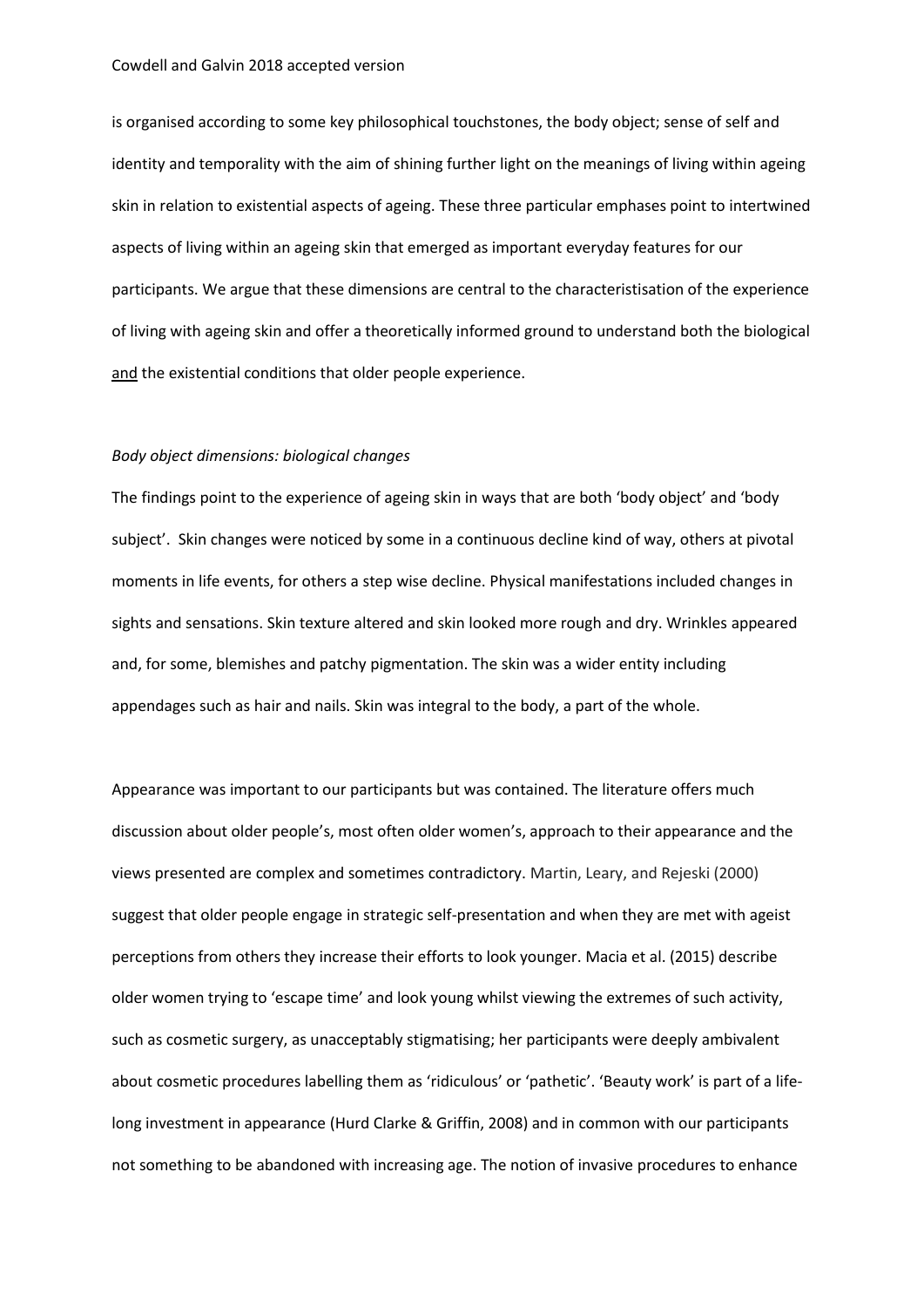is organised according to some key philosophical touchstones, the body object; sense of self and identity and temporality with the aim of shining further light on the meanings of living within ageing skin in relation to existential aspects of ageing. These three particular emphases point to intertwined aspects of living within an ageing skin that emerged as important everyday features for our participants. We argue that these dimensions are central to the characteristisation of the experience of living with ageing skin and offer a theoretically informed ground to understand both the biological and the existential conditions that older people experience.

*Body object dimensions: biological changes*

The findings point to the experience of ageing skin in ways that are both 'body object' and 'body subject'. Skin changes were noticed by some in a continuous decline kind of way, others at pivotal moments in life events, for others a step wise decline. Physical manifestations included changes in sights and sensations. Skin texture altered and skin looked more rough and dry. Wrinkles appeared and, for some, blemishes and patchy pigmentation. The skin was a wider entity including appendages such as hair and nails. Skin was integral to the body, a part of the whole.

Appearance was important to our participants but was contained. The literature offers much discussion about older people's, most often older women's, approach to their appearance and the views presented are complex and sometimes contradictory. Martin, Leary, and Rejeski (2000) suggest that older people engage in strategic self-presentation and when they are met with ageist perceptions from others they increase their efforts to look younger. Macia et al. (2015) describe older women trying to 'escape time' and look young whilst viewing the extremes of such activity, such as cosmetic surgery, as unacceptably stigmatising; her participants were deeply ambivalent about cosmetic procedures labelling them as 'ridiculous' or 'pathetic'. 'Beauty work' is part of a life-long investment in appearance (Hurd Clarke & Griffin, 2008) and in common with our participants not something to be abandoned with increasing age. The notion of invasive procedures to enhance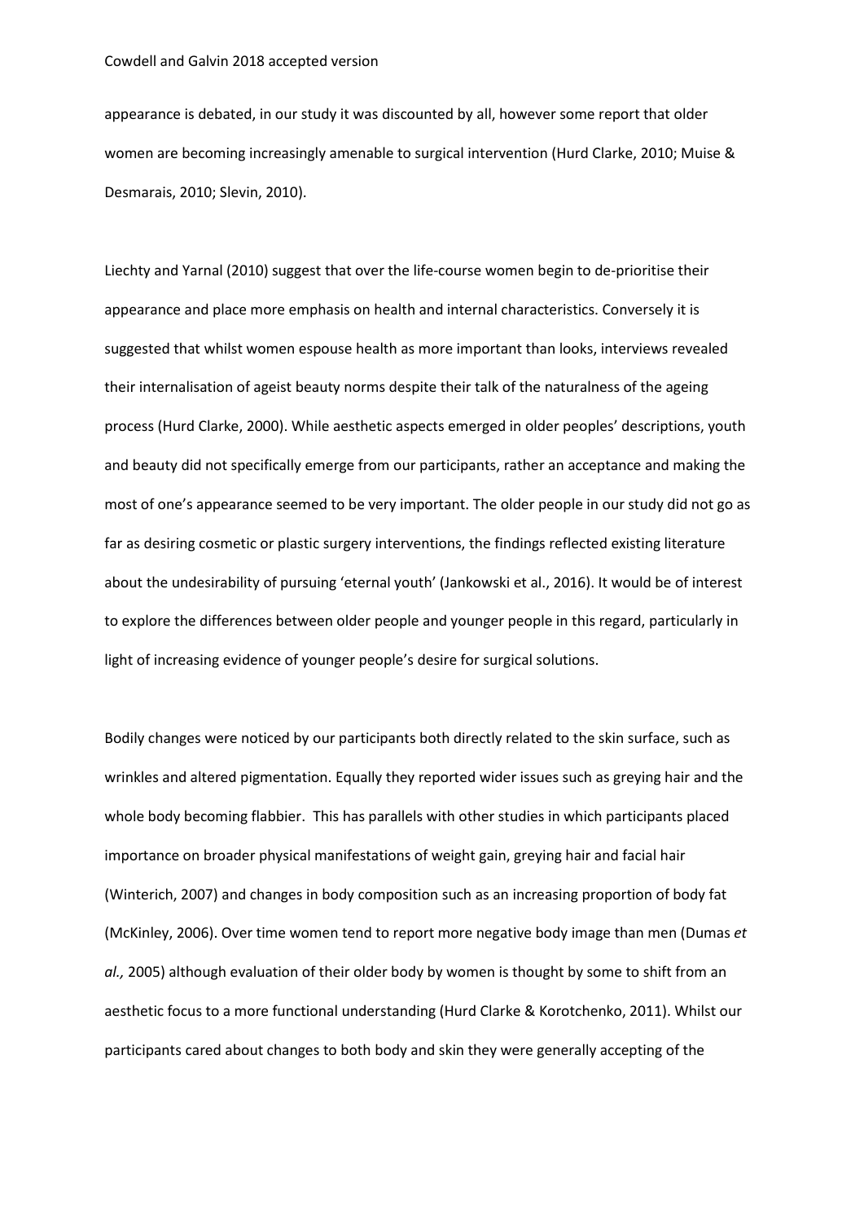appearance is debated, in our study it was discounted by all, however some report that older women are becoming increasingly amenable to surgical intervention (Hurd Clarke, 2010; Muise & Desmarais, 2010; Slevin, 2010).

Liechty and Yarnal (2010) suggest that over the life-course women begin to de-prioritise their appearance and place more emphasis on health and internal characteristics. Conversely it is suggested that whilst women espouse health as more important than looks, interviews revealed their internalisation of ageist beauty norms despite their talk of the naturalness of the ageing process (Hurd Clarke, 2000). While aesthetic aspects emerged in older peoples' descriptions, youth and beauty did not specifically emerge from our participants, rather an acceptance and making the most of one's appearance seemed to be very important. The older people in our study did not go as far as desiring cosmetic or plastic surgery interventions, the findings reflected existing literature about the undesirability of pursuing 'eternal youth' (Jankowski et al., 2016). It would be of interest to explore the differences between older people and younger people in this regard, particularly in light of increasing evidence of younger people's desire for surgical solutions.

Bodily changes were noticed by our participants both directly related to the skin surface, such as wrinkles and altered pigmentation. Equally they reported wider issues such as greying hair and the whole body becoming flabbier. This has parallels with other studies in which participants placed importance on broader physical manifestations of weight gain, greying hair and facial hair (Winterich, 2007) and changes in body composition such as an increasing proportion of body fat (McKinley, 2006). Over time women tend to report more negative body image than men (Dumas *et al.,* 2005) although evaluation of their older body by women is thought by some to shift from an aesthetic focus to a more functional understanding (Hurd Clarke & Korotchenko, 2011). Whilst our participants cared about changes to both body and skin they were generally accepting of the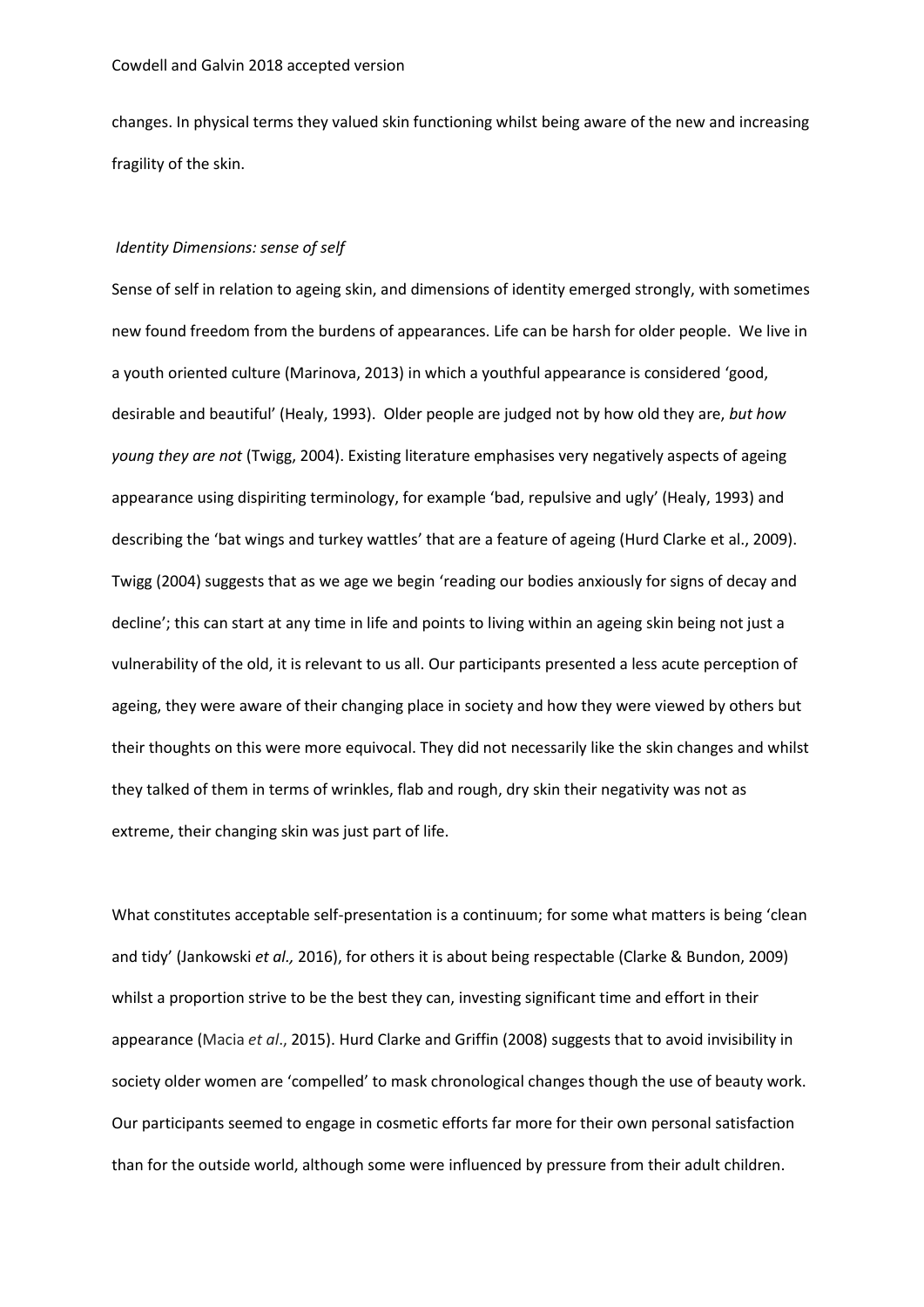changes. In physical terms they valued skin functioning whilst being aware of the new and increasing fragility of the skin.

*Identity Dimensions: sense of self*

Sense of self in relation to ageing skin, and dimensions of identity emerged strongly, with sometimes new found freedom from the burdens of appearances. Life can be harsh for older people. We live in a youth oriented culture (Marinova, 2013) in which a youthful appearance is considered 'good, desirable and beautiful' (Healy, 1993). Older people are judged not by how old they are, *but how young they are not* (Twigg, 2004). Existing literature emphasises very negatively aspects of ageing appearance using dispiriting terminology, for example 'bad, repulsive and ugly' (Healy, 1993) and describing the 'bat wings and turkey wattles' that are a feature of ageing (Hurd Clarke et al., 2009). Twigg (2004) suggests that as we age we begin 'reading our bodies anxiously for signs of decay and decline'; this can start at any time in life and points to living within an ageing skin being not just a vulnerability of the old, it is relevant to us all. Our participants presented a less acute perception of ageing, they were aware of their changing place in society and how they were viewed by others but their thoughts on this were more equivocal. They did not necessarily like the skin changes and whilst they talked of them in terms of wrinkles, flab and rough, dry skin their negativity was not as extreme, their changing skin was just part of life.

What constitutes acceptable self-presentation is a continuum; for some what matters is being 'clean and tidy' (Jankowski *et al.,* 2016), for others it is about being respectable (Clarke & Bundon, 2009) whilst a proportion strive to be the best they can, investing significant time and effort in their appearance (Macia *et al*., 2015). Hurd Clarke and Griffin (2008) suggests that to avoid invisibility in society older women are 'compelled' to mask chronological changes though the use of beauty work. Our participants seemed to engage in cosmetic efforts far more for their own personal satisfaction than for the outside world, although some were influenced by pressure from their adult children.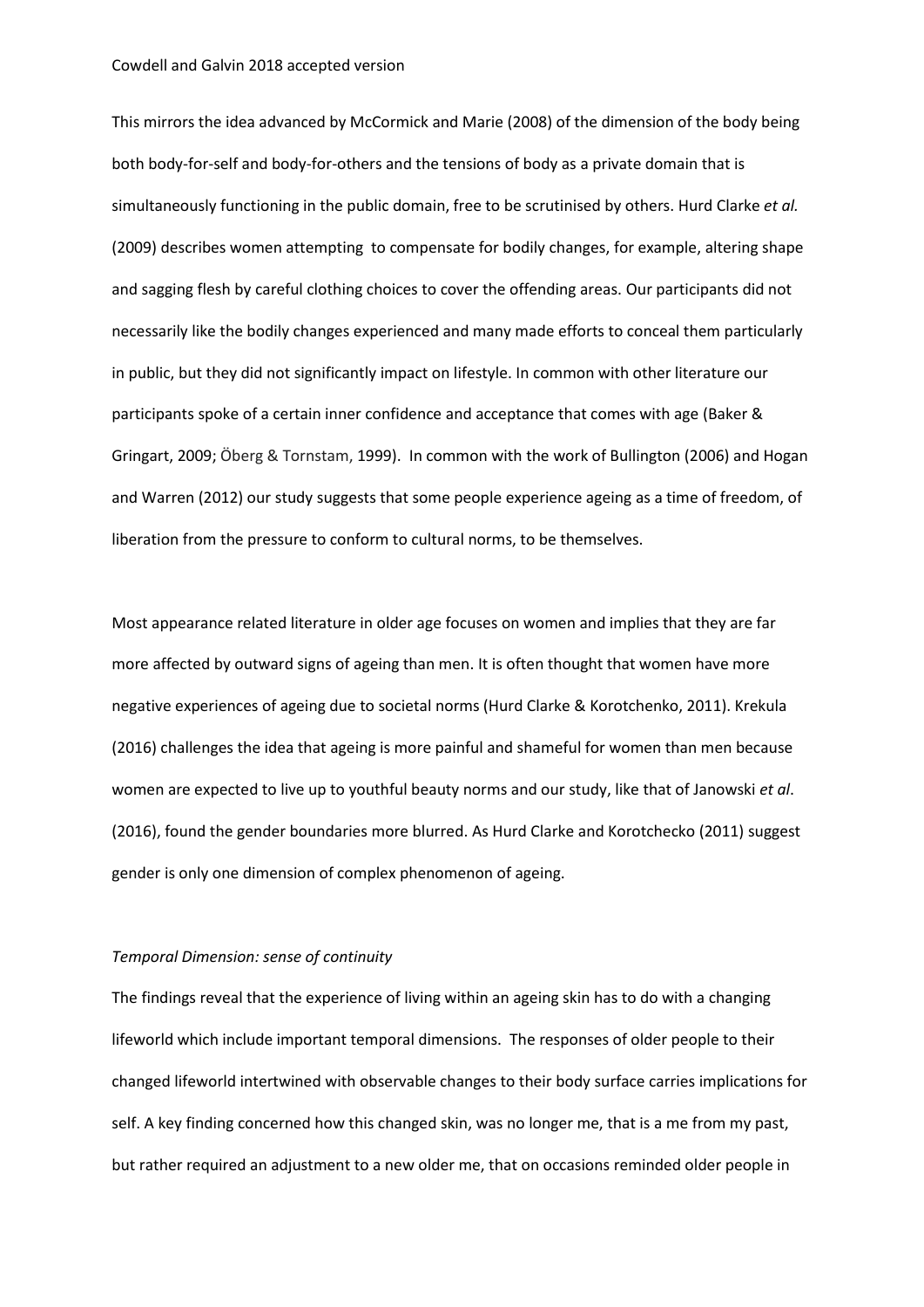This mirrors the idea advanced by McCormick and Marie (2008) of the dimension of the body being both body-for-self and body-for-others and the tensions of body as a private domain that is simultaneously functioning in the public domain, free to be scrutinised by others. Hurd Clarke *et al.* (2009) describes women attempting to compensate for bodily changes, for example, altering shape and sagging flesh by careful clothing choices to cover the offending areas. Our participants did not necessarily like the bodily changes experienced and many made efforts to conceal them particularly in public, but they did not significantly impact on lifestyle. In common with other literature our participants spoke of a certain inner confidence and acceptance that comes with age (Baker & Gringart, 2009; Öberg & Tornstam, 1999). In common with the work of Bullington (2006) and Hogan and Warren (2012) our study suggests that some people experience ageing as a time of freedom, of liberation from the pressure to conform to cultural norms, to be themselves.

Most appearance related literature in older age focuses on women and implies that they are far more affected by outward signs of ageing than men. It is often thought that women have more negative experiences of ageing due to societal norms (Hurd Clarke & Korotchenko, 2011). Krekula (2016) challenges the idea that ageing is more painful and shameful for women than men because women are expected to live up to youthful beauty norms and our study, like that of Janowski *et al*. (2016), found the gender boundaries more blurred. As Hurd Clarke and Korotchecko (2011) suggest gender is only one dimension of complex phenomenon of ageing.

*Temporal Dimension: sense of continuity*

The findings reveal that the experience of living within an ageing skin has to do with a changing lifeworld which include important temporal dimensions. The responses of older people to their changed lifeworld intertwined with observable changes to their body surface carries implications for self. A key finding concerned how this changed skin, was no longer me, that is a me from my past, but rather required an adjustment to a new older me, that on occasions reminded older people in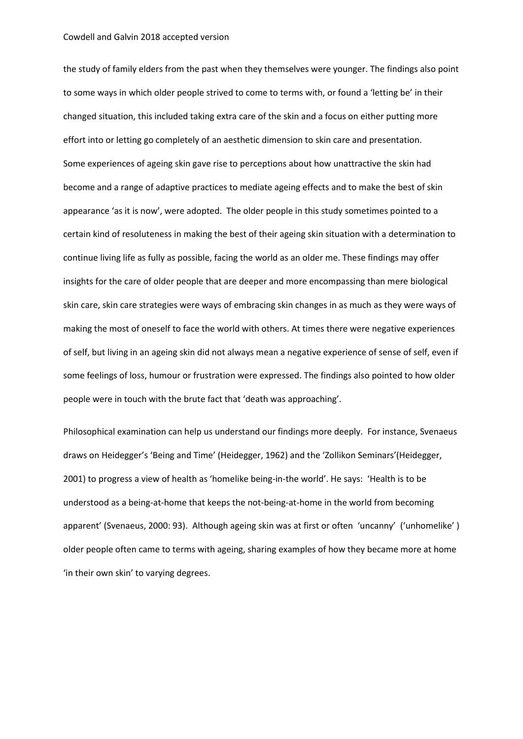the study of family elders from the past when they themselves were younger. The findings also point to some ways in which older people strived to come to terms with, or found a 'letting be' in their changed situation, this included taking extra care of the skin and a focus on either putting more effort into or letting go completely of an aesthetic dimension to skin care and presentation. Some experiences of ageing skin gave rise to perceptions about how unattractive the skin had become and a range of adaptive practices to mediate ageing effects and to make the best of skin appearance 'as it is now', were adopted. The older people in this study sometimes pointed to a certain kind of resoluteness in making the best of their ageing skin situation with a determination to continue living life as fully as possible, facing the world as an older me. These findings may offer insights for the care of older people that are deeper and more encompassing than mere biological skin care, skin care strategies were ways of embracing skin changes in as much as they were ways of making the most of oneself to face the world with others. At times there were negative experiences of self, but living in an ageing skin did not always mean a negative experience of sense of self, even if some feelings of loss, humour or frustration were expressed. The findings also pointed to how older people were in touch with the brute fact that 'death was approaching'.

Philosophical examination can help us understand our findings more deeply. For instance, Svenaeus draws on Heidegger's 'Being and Time' (Heidegger, 1962) and the 'Zollikon Seminars'(Heidegger, 2001) to progress a view of health as 'homelike being-in-the world'. He says: 'Health is to be understood as a being-at-home that keeps the not-being-at-home in the world from becoming apparent' (Svenaeus, 2000: 93). Although ageing skin was at first or often 'uncanny' ('unhomelike' ) older people often came to terms with ageing, sharing examples of how they became more at home 'in their own skin' to varying degrees.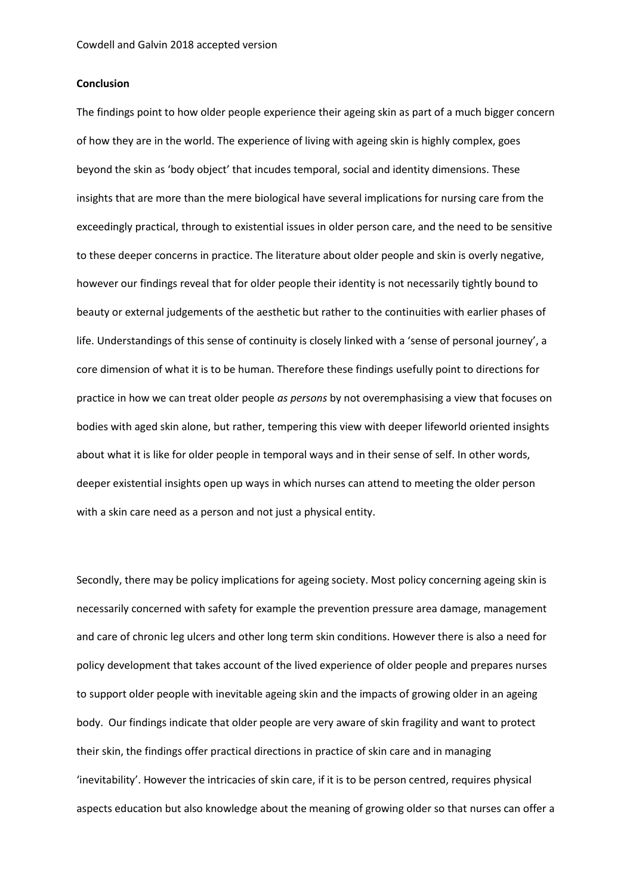**Conclusion**

The findings point to how older people experience their ageing skin as part of a much bigger concern of how they are in the world. The experience of living with ageing skin is highly complex, goes beyond the skin as 'body object' that incudes temporal, social and identity dimensions. These insights that are more than the mere biological have several implications for nursing care from the exceedingly practical, through to existential issues in older person care, and the need to be sensitive to these deeper concerns in practice. The literature about older people and skin is overly negative, however our findings reveal that for older people their identity is not necessarily tightly bound to beauty or external judgements of the aesthetic but rather to the continuities with earlier phases of life. Understandings of this sense of continuity is closely linked with a 'sense of personal journey', a core dimension of what it is to be human. Therefore these findings usefully point to directions for practice in how we can treat older people *as persons* by not overemphasising a view that focuses on bodies with aged skin alone, but rather, tempering this view with deeper lifeworld oriented insights about what it is like for older people in temporal ways and in their sense of self. In other words, deeper existential insights open up ways in which nurses can attend to meeting the older person with a skin care need as a person and not just a physical entity.

Secondly, there may be policy implications for ageing society. Most policy concerning ageing skin is necessarily concerned with safety for example the prevention pressure area damage, management and care of chronic leg ulcers and other long term skin conditions. However there is also a need for policy development that takes account of the lived experience of older people and prepares nurses to support older people with inevitable ageing skin and the impacts of growing older in an ageing body. Our findings indicate that older people are very aware of skin fragility and want to protect their skin, the findings offer practical directions in practice of skin care and in managing 'inevitability'. However the intricacies of skin care, if it is to be person centred, requires physical aspects education but also knowledge about the meaning of growing older so that nurses can offer a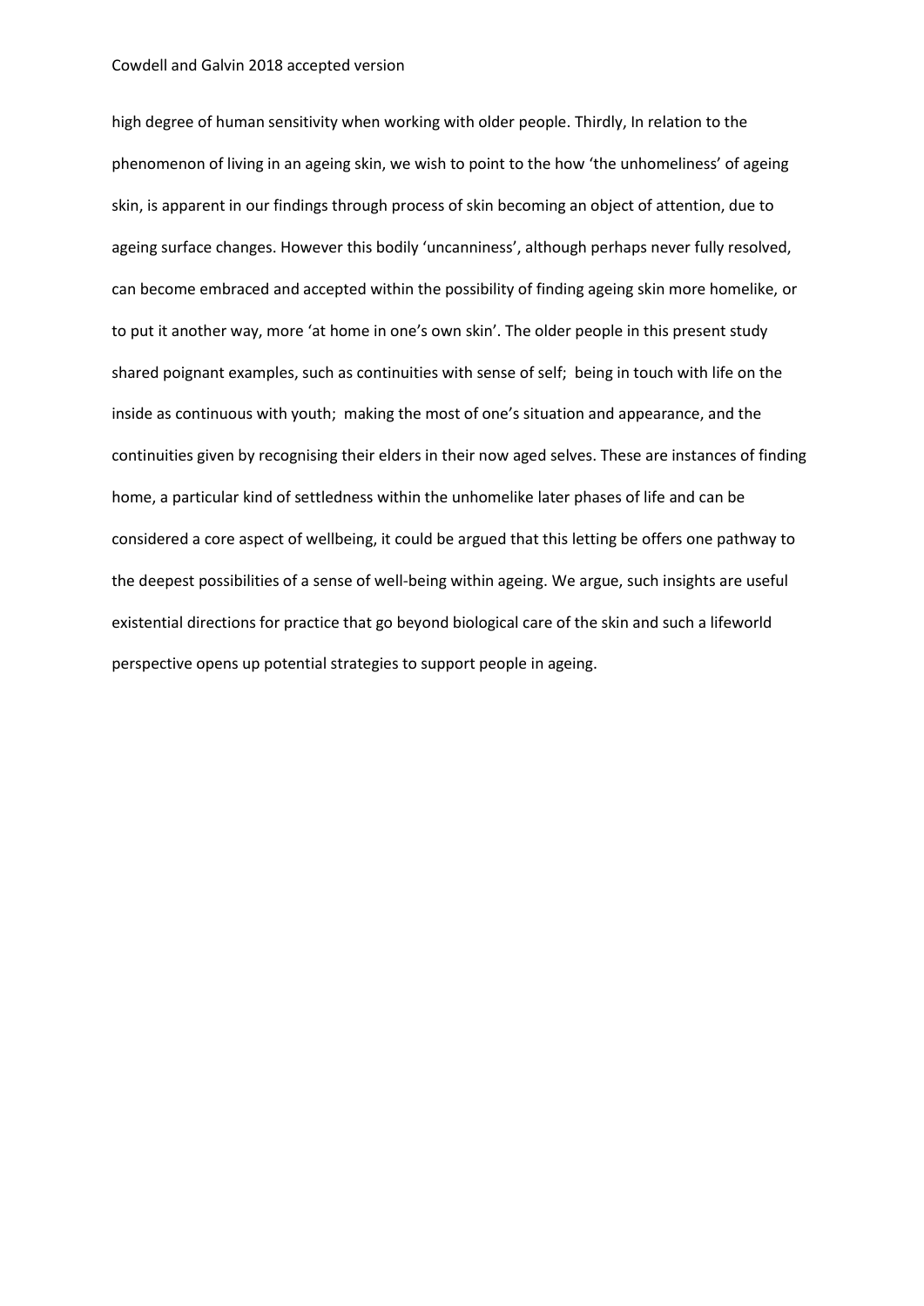high degree of human sensitivity when working with older people. Thirdly, In relation to the phenomenon of living in an ageing skin, we wish to point to the how 'the unhomeliness' of ageing skin, is apparent in our findings through process of skin becoming an object of attention, due to ageing surface changes. However this bodily 'uncanniness', although perhaps never fully resolved, can become embraced and accepted within the possibility of finding ageing skin more homelike, or to put it another way, more 'at home in one's own skin'. The older people in this present study shared poignant examples, such as continuities with sense of self; being in touch with life on the inside as continuous with youth; making the most of one's situation and appearance, and the continuities given by recognising their elders in their now aged selves. These are instances of finding home, a particular kind of settledness within the unhomelike later phases of life and can be considered a core aspect of wellbeing, it could be argued that this letting be offers one pathway to the deepest possibilities of a sense of well-being within ageing. We argue, such insights are useful existential directions for practice that go beyond biological care of the skin and such a lifeworld perspective opens up potential strategies to support people in ageing.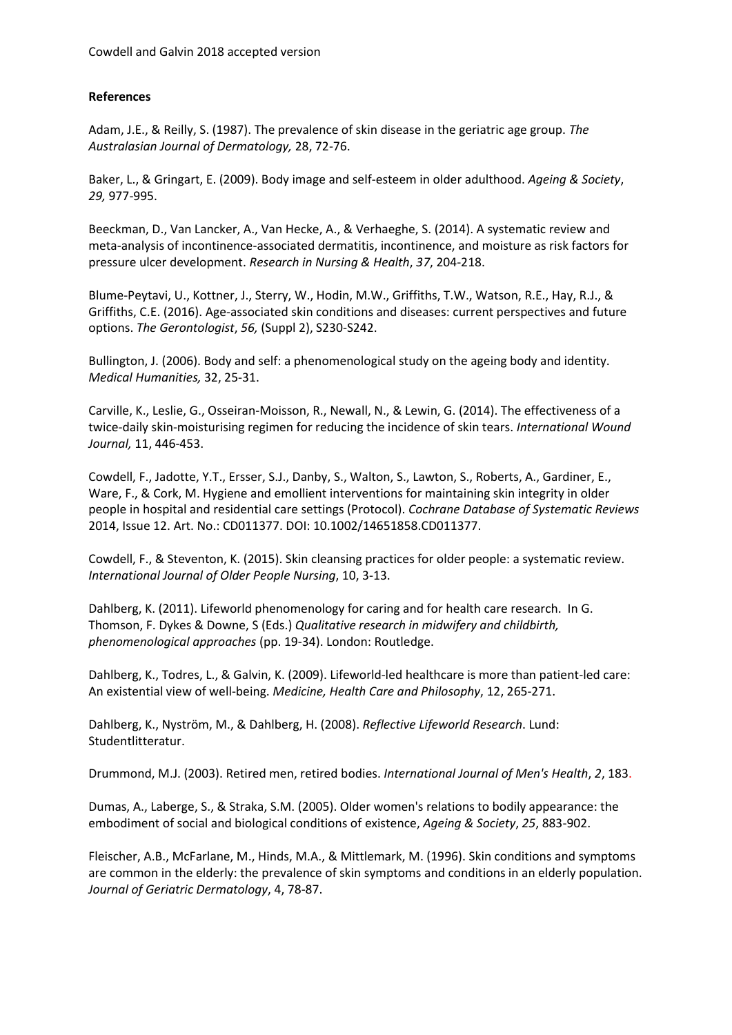**References**

Adam, J.E., & Reilly, S. (1987). The prevalence of skin disease in the geriatric age group. *The Australasian Journal of Dermatology,* 28, 72-76.

Baker, L., & Gringart, E. (2009). Body image and self-esteem in older adulthood. *Ageing & Society*, *29,* 977-995.

Beeckman, D., Van Lancker, A., Van Hecke, A., & Verhaeghe, S. (2014). A systematic review and meta-analysis of incontinence-associated dermatitis, incontinence, and moisture as risk factors for pressure ulcer development. *Research in Nursing & Health*, *37*, 204-218.

Blume-Peytavi, U., Kottner, J., Sterry, W., Hodin, M.W., Griffiths, T.W., Watson, R.E., Hay, R.J., & Griffiths, C.E. (2016). Age-associated skin conditions and diseases: current perspectives and future options. *The Gerontologist*, *56,* (Suppl 2), S230-S242.

Bullington, J. (2006). Body and self: a phenomenological study on the ageing body and identity. *Medical Humanities,* 32, 25-31.

Carville, K., Leslie, G., Osseiran-Moisson, R., Newall, N., & Lewin, G. (2014). The effectiveness of a twice-daily skin-moisturising regimen for reducing the incidence of skin tears. *International Wound Journal,* 11, 446-453.

Cowdell, F., Jadotte, Y.T., Ersser, S.J., Danby, S., Walton, S., Lawton, S., Roberts, A., Gardiner, E., Ware, F., & Cork, M. Hygiene and emollient interventions for maintaining skin integrity in older people in hospital and residential care settings (Protocol). *Cochrane Database of Systematic Reviews* 2014, Issue 12. Art. No.: CD011377. DOI: 10.1002/14651858.CD011377.

Cowdell, F., & Steventon, K. (2015). Skin cleansing practices for older people: a systematic review. *International Journal of Older People Nursing*, 10, 3-13.

Dahlberg, K. (2011). Lifeworld phenomenology for caring and for health care research. In G. Thomson, F. Dykes & Downe, S (Eds.) *Qualitative research in midwifery and childbirth, phenomenological approaches* (pp. 19-34). London: Routledge.

Dahlberg, K., Todres, L., & Galvin, K. (2009). Lifeworld-led healthcare is more than patient-led care: An existential view of well-being. *Medicine, Health Care and Philosophy*, 12, 265-271.

Dahlberg, K., Nyström, M., & Dahlberg, H. (2008). *Reflective Lifeworld Research*. Lund: Studentlitteratur.

Drummond, M.J. (2003). Retired men, retired bodies. *International Journal of Men's Health*, *2*, 183.

Dumas, A., Laberge, S., & Straka, S.M. (2005). Older women's relations to bodily appearance: the embodiment of social and biological conditions of existence, *Ageing & Society*, *25*, 883-902.

Fleischer, A.B., McFarlane, M., Hinds, M.A., & Mittlemark, M. (1996). Skin conditions and symptoms are common in the elderly: the prevalence of skin symptoms and conditions in an elderly population. *Journal of Geriatric Dermatology*, 4, 78-87.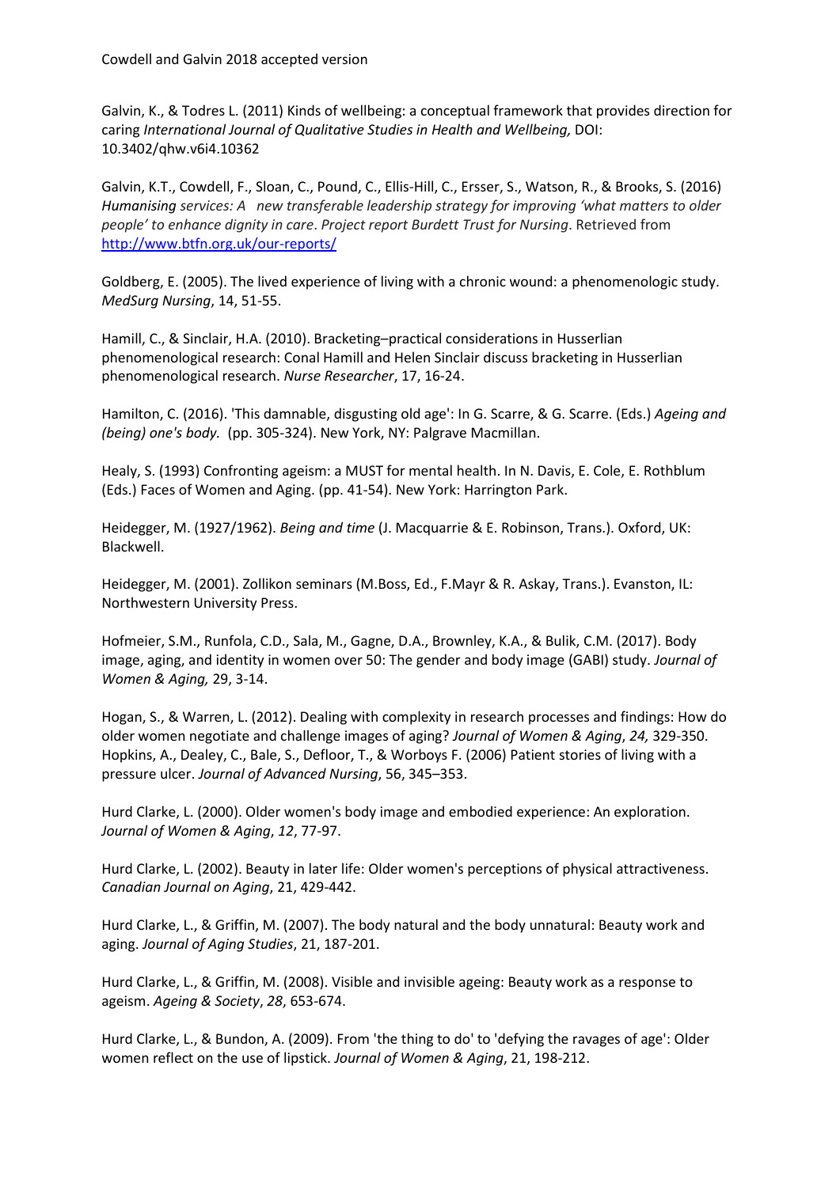Galvin, K., & Todres L. (2011) Kinds of wellbeing: a conceptual framework that provides direction for caring *International Journal of Qualitative Studies in Health and Wellbeing,* DOI: 10.3402/qhw.v6i4.10362

Galvin, K.T., Cowdell, F., Sloan, C., Pound, C., Ellis-Hill, C., Ersser, S., Watson, R., & Brooks, S. (2016) *Humanising services: A new transferable leadership strategy for improving 'what matters to older people' to enhance dignity in care*. *Project report Burdett Trust for Nursing*. Retrieved from http://www.btfn.org.uk/our-reports/

Goldberg, E. (2005). The lived experience of living with a chronic wound: a phenomenologic study. *MedSurg Nursing*, 14, 51-55.

Hamill, C., & Sinclair, H.A. (2010). Bracketing–practical considerations in Husserlian phenomenological research: Conal Hamill and Helen Sinclair discuss bracketing in Husserlian phenomenological research. *Nurse Researcher*, 17, 16-24.

Hamilton, C. (2016). 'This damnable, disgusting old age': In G. Scarre, & G. Scarre. (Eds.) *Ageing and (being) one's body.* (pp. 305-324). New York, NY: Palgrave Macmillan.

Healy, S. (1993) Confronting ageism: a MUST for mental health. In N. Davis, E. Cole, E. Rothblum (Eds.) Faces of Women and Aging. (pp. 41-54). New York: Harrington Park.

Heidegger, M. (1927/1962). *Being and time* (J. Macquarrie & E. Robinson, Trans.). Oxford, UK: Blackwell.

Heidegger, M. (2001). Zollikon seminars (M.Boss, Ed., F.Mayr & R. Askay, Trans.). Evanston, IL: Northwestern University Press.

Hofmeier, S.M., Runfola, C.D., Sala, M., Gagne, D.A., Brownley, K.A., & Bulik, C.M. (2017). Body image, aging, and identity in women over 50: The gender and body image (GABI) study. *Journal of Women & Aging,* 29, 3-14.

Hogan, S., & Warren, L. (2012). Dealing with complexity in research processes and findings: How do older women negotiate and challenge images of aging? *Journal of Women & Aging*, *24,* 329-350.
Hopkins, A., Dealey, C., Bale, S., Defloor, T., & Worboys F. (2006) Patient stories of living with a pressure ulcer. *Journal of Advanced Nursing*, 56, 345–353.

Hurd Clarke, L. (2000). Older women's body image and embodied experience: An exploration. *Journal of Women & Aging*, *12*, 77-97.

Hurd Clarke, L. (2002). Beauty in later life: Older women's perceptions of physical attractiveness. *Canadian Journal on Aging*, 21, 429-442.

Hurd Clarke, L., & Griffin, M. (2007). The body natural and the body unnatural: Beauty work and aging. *Journal of Aging Studies*, 21, 187-201.

Hurd Clarke, L., & Griffin, M. (2008). Visible and invisible ageing: Beauty work as a response to ageism. *Ageing & Society*, *28*, 653-674.

Hurd Clarke, L., & Bundon, A. (2009). From 'the thing to do' to 'defying the ravages of age': Older women reflect on the use of lipstick. *Journal of Women & Aging*, 21, 198-212.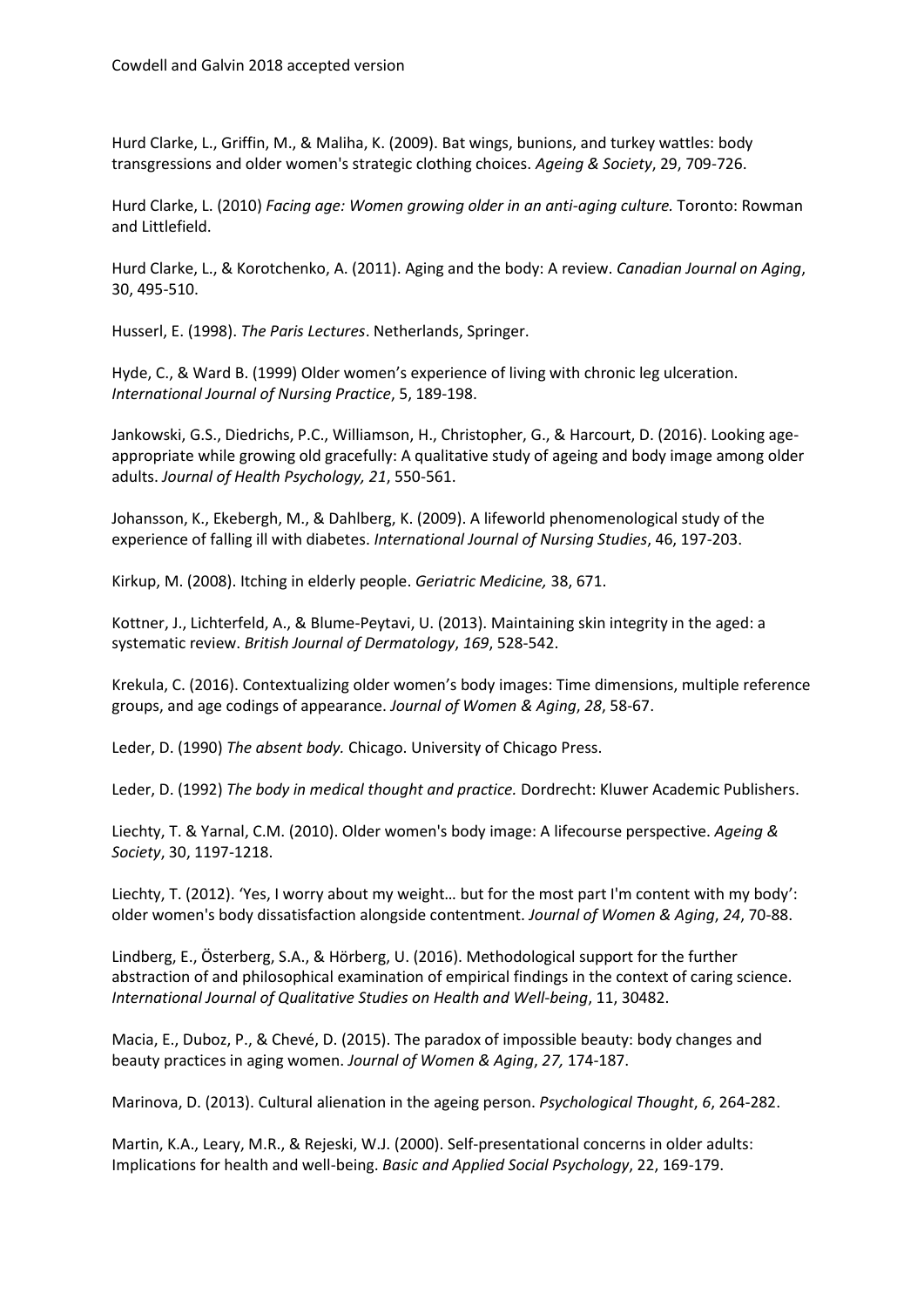Hurd Clarke, L., Griffin, M., & Maliha, K. (2009). Bat wings, bunions, and turkey wattles: body transgressions and older women's strategic clothing choices. *Ageing & Society*, 29, 709-726.

Hurd Clarke, L. (2010) *Facing age: Women growing older in an anti-aging culture.* Toronto: Rowman and Littlefield.

Hurd Clarke, L., & Korotchenko, A. (2011). Aging and the body: A review. *Canadian Journal on Aging*, 30, 495-510.

Husserl, E. (1998). *The Paris Lectures*. Netherlands, Springer.

Hyde, C., & Ward B. (1999) Older women's experience of living with chronic leg ulceration. *International Journal of Nursing Practice*, 5, 189-198.

Jankowski, G.S., Diedrichs, P.C., Williamson, H., Christopher, G., & Harcourt, D. (2016). Looking age-appropriate while growing old gracefully: A qualitative study of ageing and body image among older adults. *Journal of Health Psychology, 21*, 550-561.

Johansson, K., Ekebergh, M., & Dahlberg, K. (2009). A lifeworld phenomenological study of the experience of falling ill with diabetes. *International Journal of Nursing Studies*, 46, 197-203.

Kirkup, M. (2008). Itching in elderly people. *Geriatric Medicine,* 38, 671.

Kottner, J., Lichterfeld, A., & Blume-Peytavi, U. (2013). Maintaining skin integrity in the aged: a systematic review. *British Journal of Dermatology*, *169*, 528-542.

Krekula, C. (2016). Contextualizing older women's body images: Time dimensions, multiple reference groups, and age codings of appearance. *Journal of Women & Aging*, *28*, 58-67.

Leder, D. (1990) *The absent body.* Chicago. University of Chicago Press.

Leder, D. (1992) *The body in medical thought and practice.* Dordrecht: Kluwer Academic Publishers.

Liechty, T. & Yarnal, C.M. (2010). Older women's body image: A lifecourse perspective. *Ageing & Society*, 30, 1197-1218.

Liechty, T. (2012). 'Yes, I worry about my weight… but for the most part I'm content with my body': older women's body dissatisfaction alongside contentment. *Journal of Women & Aging*, *24*, 70-88.

Lindberg, E., Österberg, S.A., & Hörberg, U. (2016). Methodological support for the further abstraction of and philosophical examination of empirical findings in the context of caring science. *International Journal of Qualitative Studies on Health and Well-being*, 11, 30482.

Macia, E., Duboz, P., & Chevé, D. (2015). The paradox of impossible beauty: body changes and beauty practices in aging women. *Journal of Women & Aging*, *27,* 174-187.

Marinova, D. (2013). Cultural alienation in the ageing person. *Psychological Thought*, *6*, 264-282.

Martin, K.A., Leary, M.R., & Rejeski, W.J. (2000). Self-presentational concerns in older adults: Implications for health and well-being. *Basic and Applied Social Psychology*, 22, 169-179.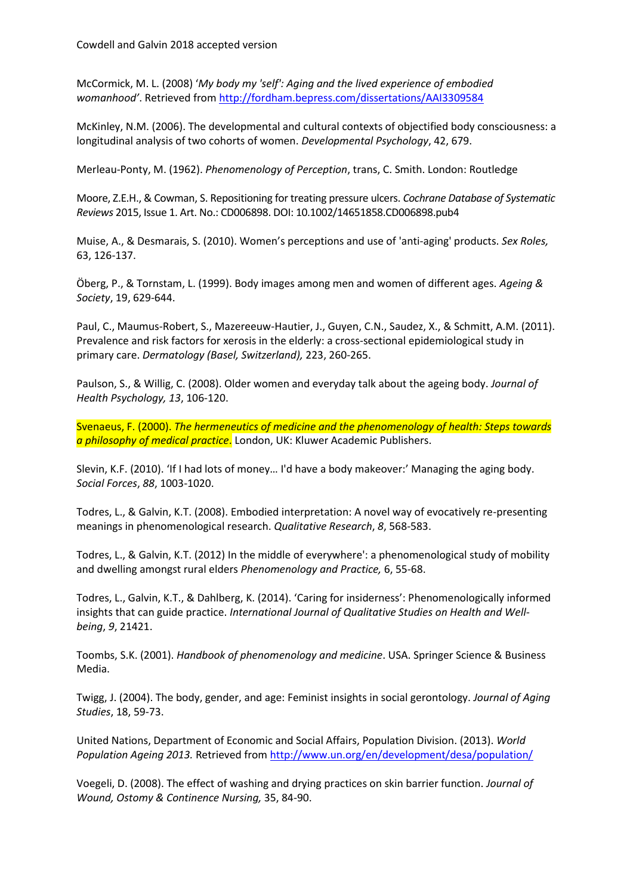McCormick, M. L. (2008) ‘*My body my 'self': Aging and the lived experience of embodied womanhood’*. Retrieved from http://fordham.bepress.com/dissertations/AAI3309584

McKinley, N.M. (2006). The developmental and cultural contexts of objectified body consciousness: a longitudinal analysis of two cohorts of women. *Developmental Psychology*, 42, 679.

Merleau-Ponty, M. (1962). *Phenomenology of Perception*, trans, C. Smith. London: Routledge

Moore, Z.E.H., & Cowman, S. Repositioning for treating pressure ulcers. *Cochrane Database of Systematic Reviews* 2015, Issue 1. Art. No.: CD006898. DOI: 10.1002/14651858.CD006898.pub4

Muise, A., & Desmarais, S. (2010). Women’s perceptions and use of 'anti-aging' products. *Sex Roles,* 63, 126-137.

Öberg, P., & Tornstam, L. (1999). Body images among men and women of different ages. *Ageing & Society*, 19, 629-644.

Paul, C., Maumus-Robert, S., Mazereeuw-Hautier, J., Guyen, C.N., Saudez, X., & Schmitt, A.M. (2011). Prevalence and risk factors for xerosis in the elderly: a cross-sectional epidemiological study in primary care. *Dermatology (Basel, Switzerland),* 223, 260-265.

Paulson, S., & Willig, C. (2008). Older women and everyday talk about the ageing body. *Journal of Health Psychology, 13*, 106-120.

Svenaeus, F. (2000). *The hermeneutics of medicine and the phenomenology of health: Steps towards a philosophy of medical practice*. London, UK: Kluwer Academic Publishers.

Slevin, K.F. (2010). ‘If I had lots of money… I'd have a body makeover:’ Managing the aging body. *Social Forces*, *88*, 1003-1020.

Todres, L., & Galvin, K.T. (2008). Embodied interpretation: A novel way of evocatively re-presenting meanings in phenomenological research. *Qualitative Research*, *8*, 568-583.

Todres, L., & Galvin, K.T. (2012) In the middle of everywhere': a phenomenological study of mobility and dwelling amongst rural elders *Phenomenology and Practice,* 6, 55-68.

Todres, L., Galvin, K.T., & Dahlberg, K. (2014). ‘Caring for insiderness’: Phenomenologically informed insights that can guide practice. *International Journal of Qualitative Studies on Health and Well-being*, *9*, 21421.

Toombs, S.K. (2001). *Handbook of phenomenology and medicine*. USA. Springer Science & Business Media.

Twigg, J. (2004). The body, gender, and age: Feminist insights in social gerontology. *Journal of Aging Studies*, 18, 59-73.

United Nations, Department of Economic and Social Affairs, Population Division. (2013). *World Population Ageing 2013.* Retrieved from http://www.un.org/en/development/desa/population/

Voegeli, D. (2008). The effect of washing and drying practices on skin barrier function. *Journal of Wound, Ostomy & Continence Nursing,* 35, 84-90.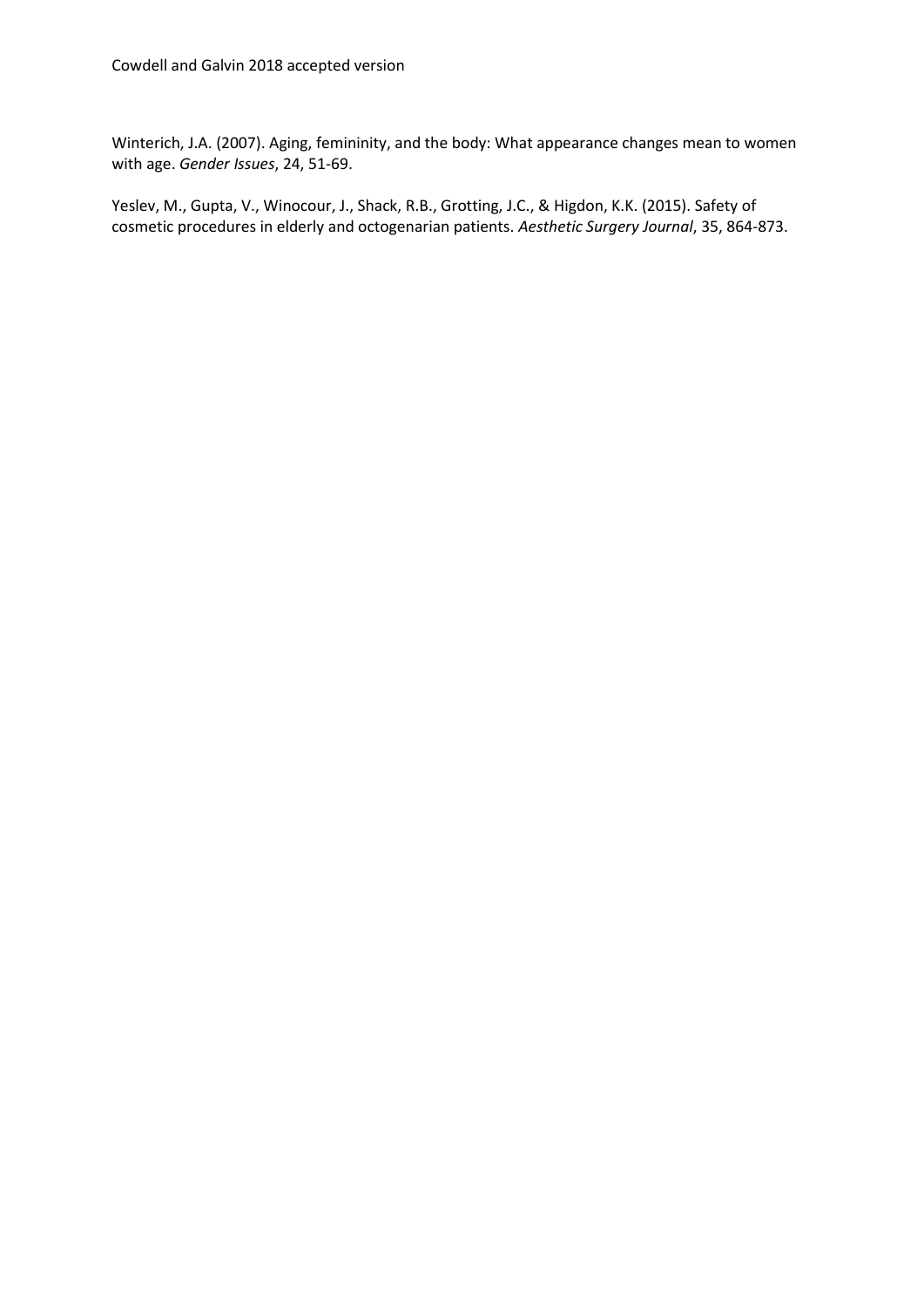Winterich, J.A. (2007). Aging, femininity, and the body: What appearance changes mean to women with age. *Gender Issues*, 24, 51-69.

Yeslev, M., Gupta, V., Winocour, J., Shack, R.B., Grotting, J.C., & Higdon, K.K. (2015). Safety of cosmetic procedures in elderly and octogenarian patients. *Aesthetic Surgery Journal*, 35, 864-873.